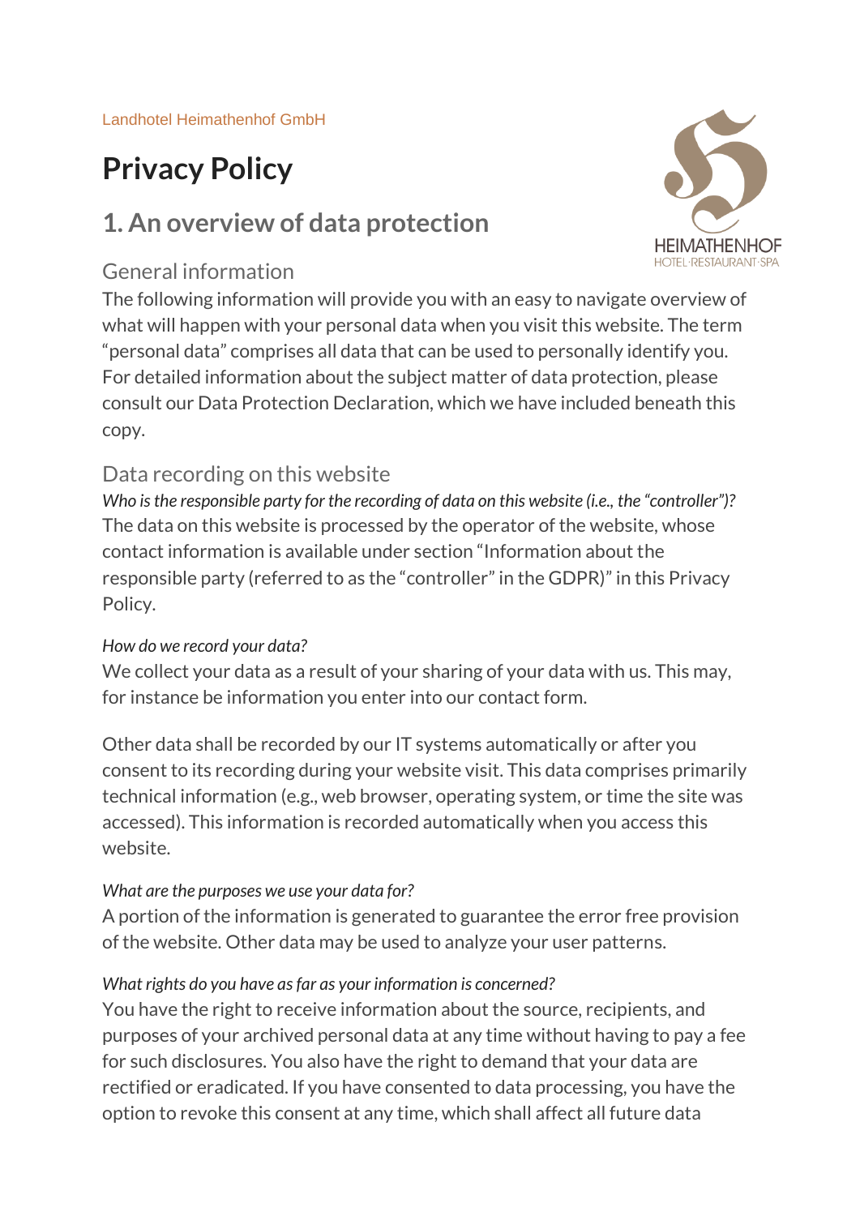Landhotel Heimathenhof GmbH

# Privacy Policy

## 1. An overview of data protection

### General information

The following information will provide you with an easy to navigate overview of what will happen with your personal data when you visit this website. The term "personal data" comprises all data that can be used to personally identify you. For detailed information about the subject matter of data protection, please consult our Data Protection Declaration, which we have included beneath this copy.

### Data recording on this website

*Who is the responsible party for the recording of data on this website (i.e., the "controller")?*

The data on this website is processed by the operator of the website, whose contact information is available under section "Information about the responsible party (referred to as the "controller" in the GDPR)" in this Privacy Policy.

*How do we record your data?*

We collect your data as a result of your sharing of your data with us. This may, for instance be information you enter into our contact form.

Other data shall be recorded by our IT systems automatically or after you consent to its recording during your website visit. This data comprises primarily technical information (e.g., web browser, operating system, or time the site was accessed). This information is recorded automatically when you access this website.

*What are the purposes we use your data for?*

A portion of the information is generated to guarantee the error free provision of the website. Other data may be used to analyze your user patterns.

*What rights do you have as far as your information is concerned?*

You have the right to receive information about the source, recipients, and purposes of your archived personal data at any time without having to pay a fee for such disclosures. You also have the right to demand that your data are rectified or eradicated. If you have consented to data processing, you have the option to revoke this consent at any time, which shall affect all future data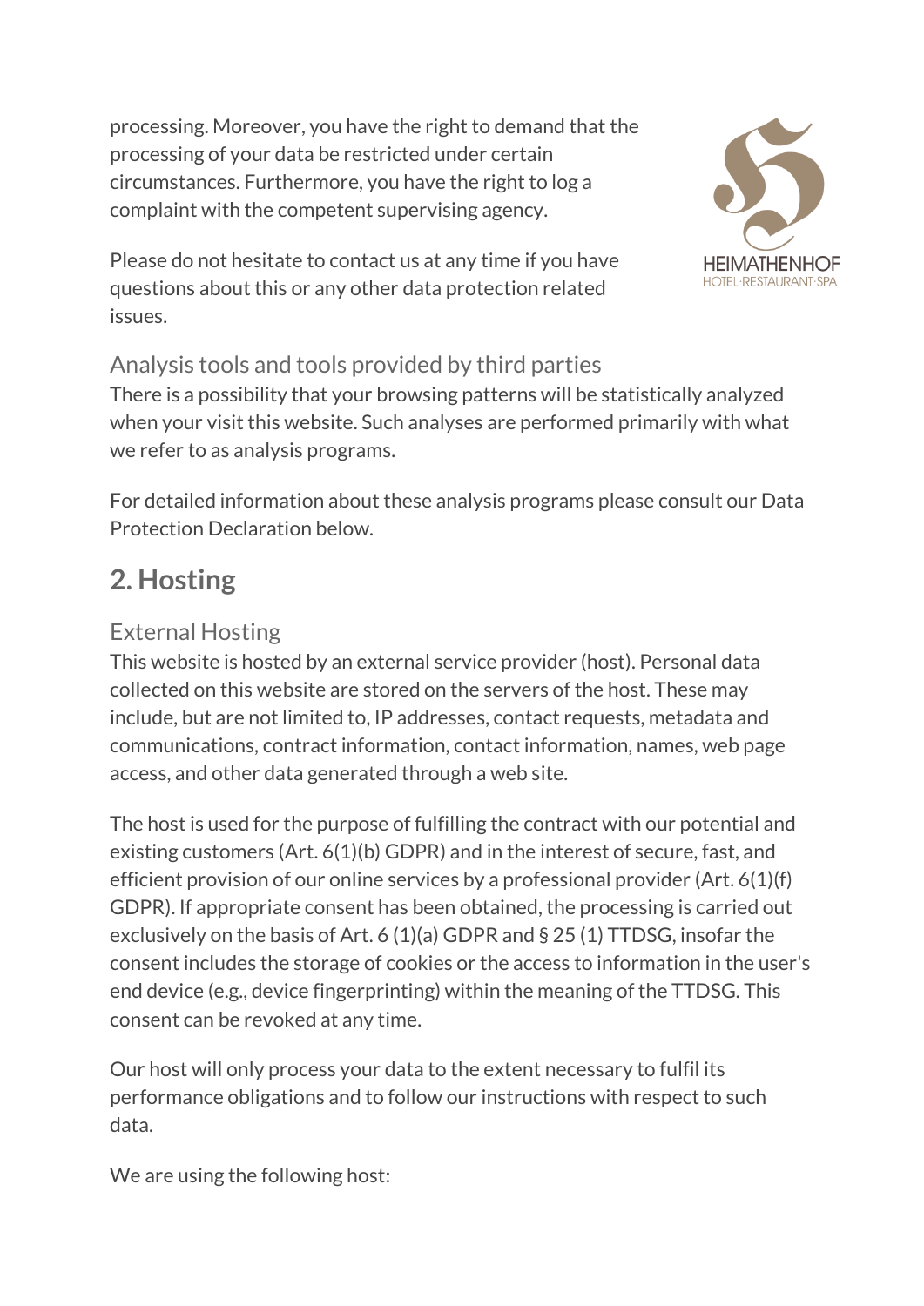processing. Moreover, you have the right to demand that the processing of your data be restricted under certain circumstances. Furthermore, you have the right to log a complaint with the competent supervising agency.

Please do not hesitate to contact us at any time if you have questions about this or any other data protection related issues.

### Analysis tools and tools provided by third parties

There is a possibility that your browsing patterns will be statistically analyzed when your visit this website. Such analyses are performed primarily with what we refer to as analysis programs.

For detailed information about these analysis programs please consult our Data Protection Declaration below.

## 2. Hosting

### External Hosting

This website is hosted by an external service provider (host). Personal data collected on this website are stored on the servers of the host. These may include, but are not limited to, IP addresses, contact requests, metadata and communications, contract information, contact information, names, web page access, and other data generated through a web site.

The host is used for the purpose of fulfilling the contract with our potential and existing customers (Art. 6(1)(b) GDPR) and in the interest of secure, fast, and efficient provision of our online services by a professional provider (Art. 6(1)(f) GDPR). If appropriate consent has been obtained, the processing is carried out exclusively on the basis of Art. 6 (1)(a) GDPR and § 25 (1) TTDSG, insofar the consent includes the storage of cookies or the access to information in the user's end device (e.g., device fingerprinting) within the meaning of the TTDSG. This consent can be revoked at any time.

Our host will only process your data to the extent necessary to fulfil its performance obligations and to follow our instructions with respect to such data.

We are using the following host: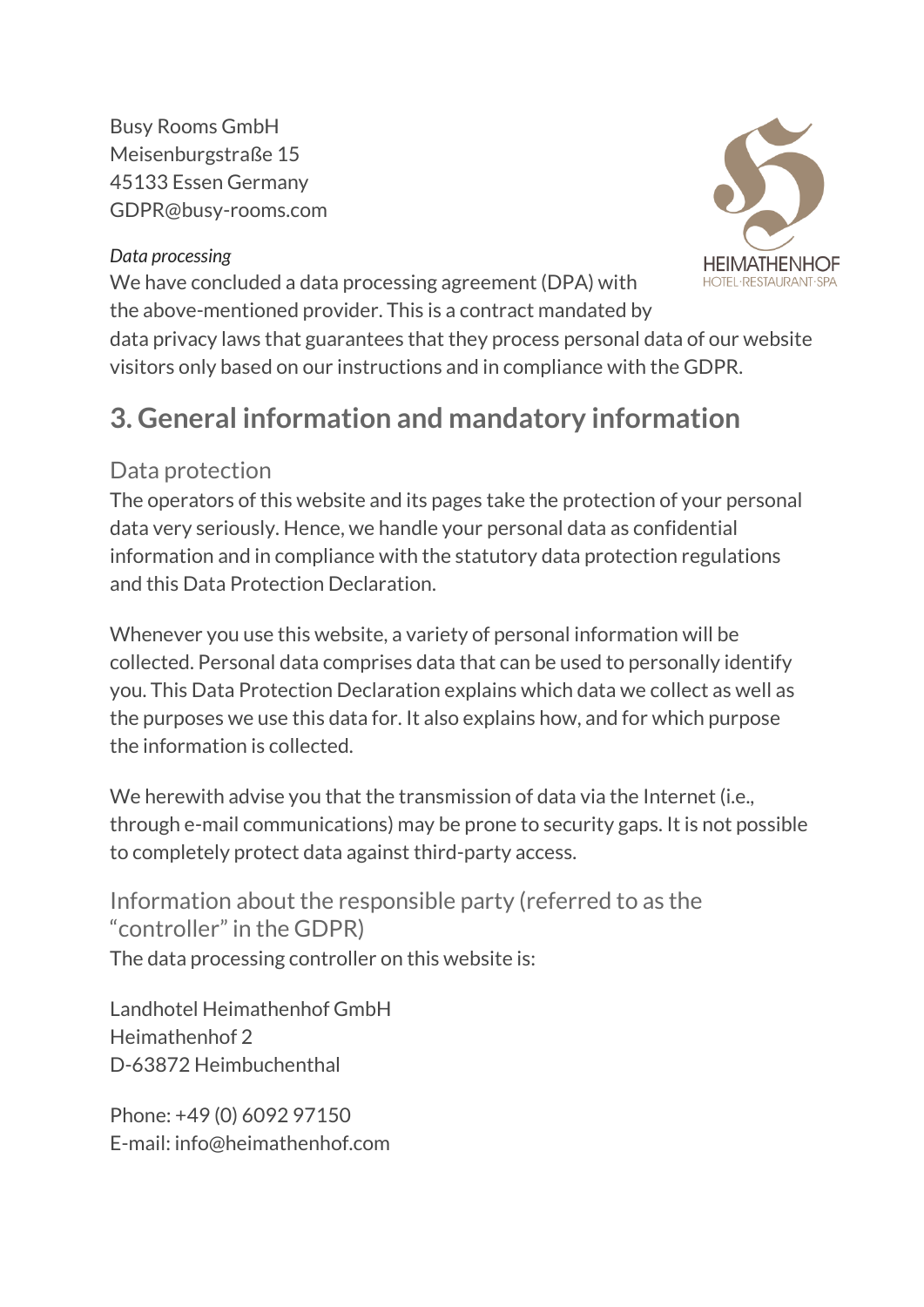Busy Rooms GmbH
Meisenburgstraße 15
45133 Essen Germany
GDPR@busy-rooms.com

*Data processing*

We have concluded a data processing agreement (DPA) with the above-mentioned provider. This is a contract mandated by data privacy laws that guarantees that they process personal data of our website visitors only based on our instructions and in compliance with the GDPR.

## 3. General information and mandatory information

### Data protection

The operators of this website and its pages take the protection of your personal data very seriously. Hence, we handle your personal data as confidential information and in compliance with the statutory data protection regulations and this Data Protection Declaration.

Whenever you use this website, a variety of personal information will be collected. Personal data comprises data that can be used to personally identify you. This Data Protection Declaration explains which data we collect as well as the purposes we use this data for. It also explains how, and for which purpose the information is collected.

We herewith advise you that the transmission of data via the Internet (i.e., through e-mail communications) may be prone to security gaps. It is not possible to completely protect data against third-party access.

### Information about the responsible party (referred to as the "controller" in the GDPR)

The data processing controller on this website is:

Landhotel Heimathenhof GmbH
Heimathenhof 2
D-63872 Heimbuchenthal

Phone: +49 (0) 6092 97150
E-mail: info@heimathenhof.com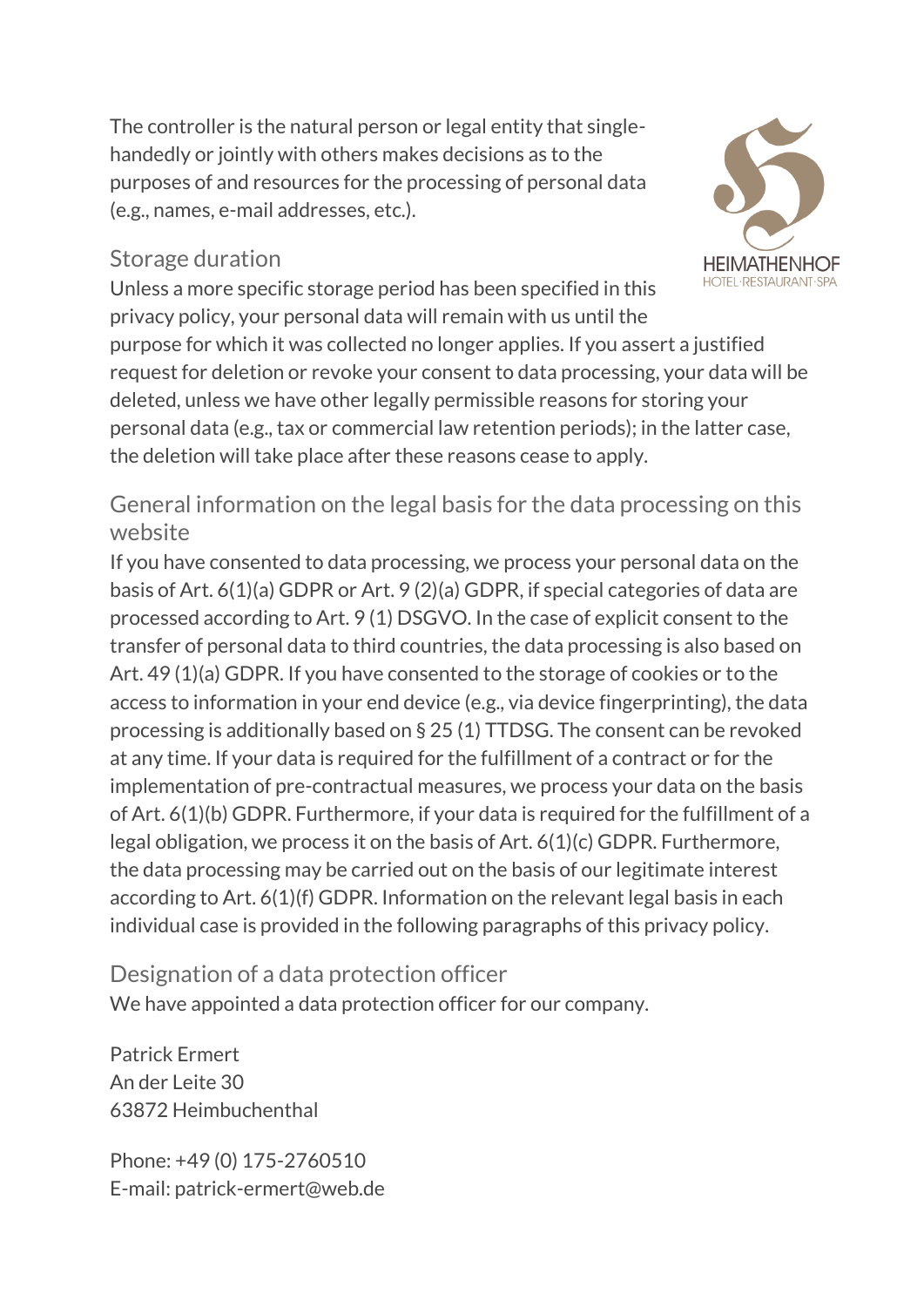The controller is the natural person or legal entity that single-handedly or jointly with others makes decisions as to the purposes of and resources for the processing of personal data (e.g., names, e-mail addresses, etc.).

## Storage duration

Unless a more specific storage period has been specified in this privacy policy, your personal data will remain with us until the purpose for which it was collected no longer applies. If you assert a justified request for deletion or revoke your consent to data processing, your data will be deleted, unless we have other legally permissible reasons for storing your personal data (e.g., tax or commercial law retention periods); in the latter case, the deletion will take place after these reasons cease to apply.

## General information on the legal basis for the data processing on this website

If you have consented to data processing, we process your personal data on the basis of Art. 6(1)(a) GDPR or Art. 9 (2)(a) GDPR, if special categories of data are processed according to Art. 9 (1) DSGVO. In the case of explicit consent to the transfer of personal data to third countries, the data processing is also based on Art. 49 (1)(a) GDPR. If you have consented to the storage of cookies or to the access to information in your end device (e.g., via device fingerprinting), the data processing is additionally based on § 25 (1) TTDSG. The consent can be revoked at any time. If your data is required for the fulfillment of a contract or for the implementation of pre-contractual measures, we process your data on the basis of Art. 6(1)(b) GDPR. Furthermore, if your data is required for the fulfillment of a legal obligation, we process it on the basis of Art. 6(1)(c) GDPR. Furthermore, the data processing may be carried out on the basis of our legitimate interest according to Art. 6(1)(f) GDPR. Information on the relevant legal basis in each individual case is provided in the following paragraphs of this privacy policy.

## Designation of a data protection officer

We have appointed a data protection officer for our company.

Patrick Ermert
An der Leite 30
63872 Heimbuchenthal

Phone: +49 (0) 175-2760510
E-mail: patrick-ermert@web.de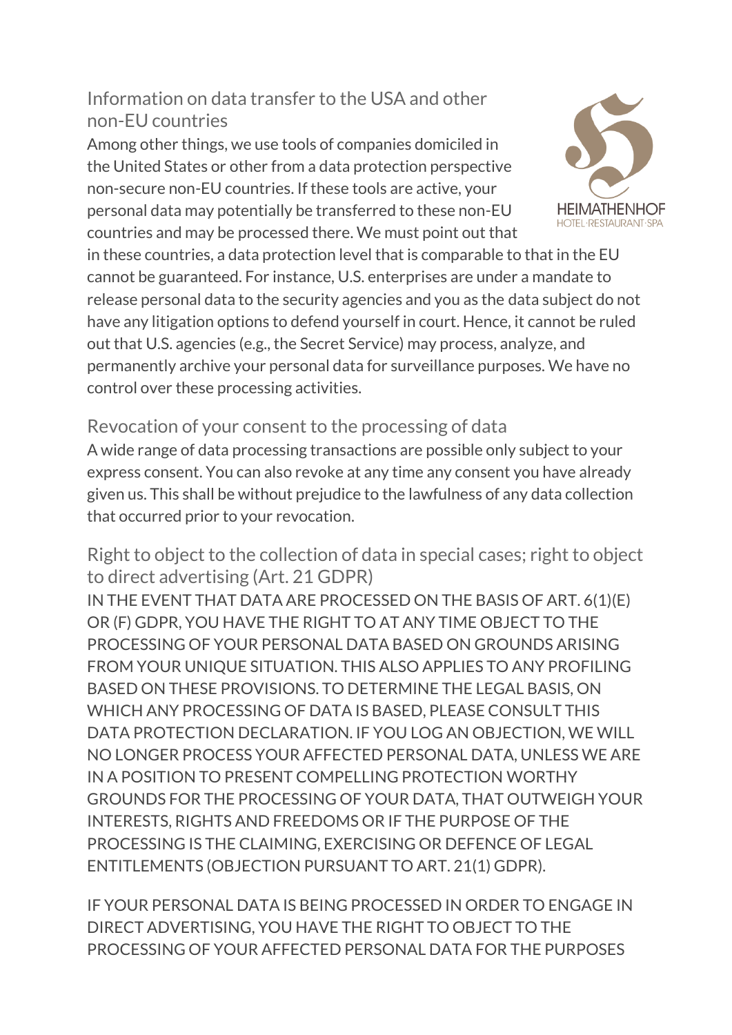## Information on data transfer to the USA and other non-EU countries

Among other things, we use tools of companies domiciled in the United States or other from a data protection perspective non-secure non-EU countries. If these tools are active, your personal data may potentially be transferred to these non-EU countries and may be processed there. We must point out that in these countries, a data protection level that is comparable to that in the EU cannot be guaranteed. For instance, U.S. enterprises are under a mandate to release personal data to the security agencies and you as the data subject do not have any litigation options to defend yourself in court. Hence, it cannot be ruled out that U.S. agencies (e.g., the Secret Service) may process, analyze, and permanently archive your personal data for surveillance purposes. We have no control over these processing activities.

## Revocation of your consent to the processing of data

A wide range of data processing transactions are possible only subject to your express consent. You can also revoke at any time any consent you have already given us. This shall be without prejudice to the lawfulness of any data collection that occurred prior to your revocation.

## Right to object to the collection of data in special cases; right to object to direct advertising (Art. 21 GDPR)

IN THE EVENT THAT DATA ARE PROCESSED ON THE BASIS OF ART. 6(1)(E) OR (F) GDPR, YOU HAVE THE RIGHT TO AT ANY TIME OBJECT TO THE PROCESSING OF YOUR PERSONAL DATA BASED ON GROUNDS ARISING FROM YOUR UNIQUE SITUATION. THIS ALSO APPLIES TO ANY PROFILING BASED ON THESE PROVISIONS. TO DETERMINE THE LEGAL BASIS, ON WHICH ANY PROCESSING OF DATA IS BASED, PLEASE CONSULT THIS DATA PROTECTION DECLARATION. IF YOU LOG AN OBJECTION, WE WILL NO LONGER PROCESS YOUR AFFECTED PERSONAL DATA, UNLESS WE ARE IN A POSITION TO PRESENT COMPELLING PROTECTION WORTHY GROUNDS FOR THE PROCESSING OF YOUR DATA, THAT OUTWEIGH YOUR INTERESTS, RIGHTS AND FREEDOMS OR IF THE PURPOSE OF THE PROCESSING IS THE CLAIMING, EXERCISING OR DEFENCE OF LEGAL ENTITLEMENTS (OBJECTION PURSUANT TO ART. 21(1) GDPR).

IF YOUR PERSONAL DATA IS BEING PROCESSED IN ORDER TO ENGAGE IN DIRECT ADVERTISING, YOU HAVE THE RIGHT TO OBJECT TO THE PROCESSING OF YOUR AFFECTED PERSONAL DATA FOR THE PURPOSES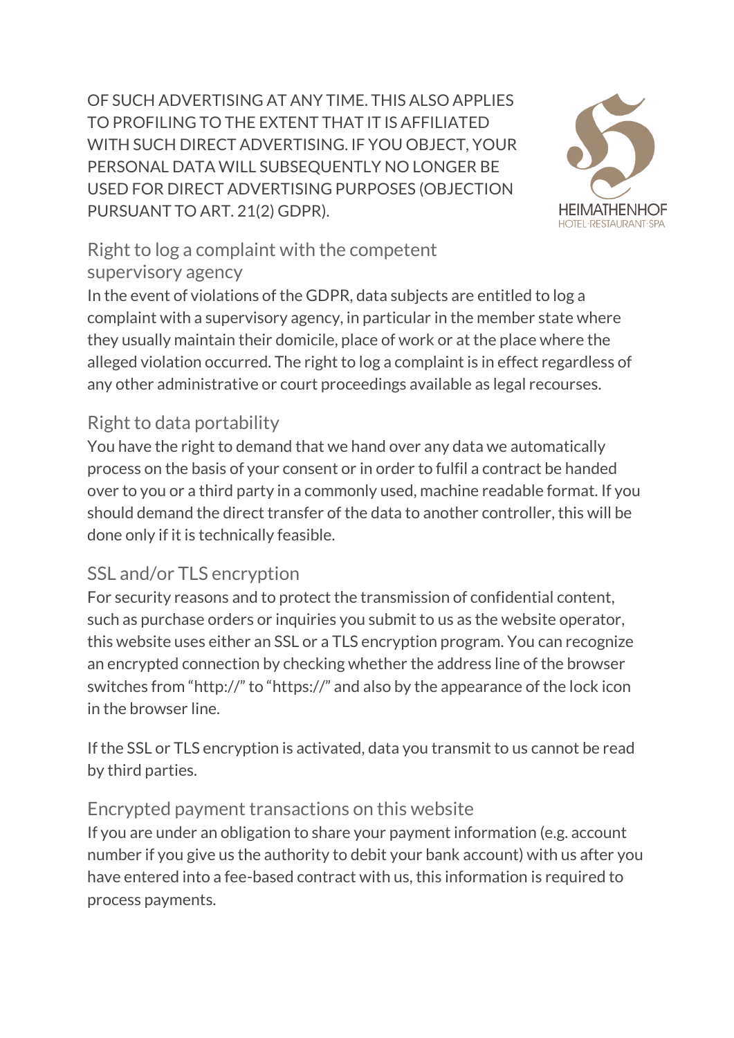OF SUCH ADVERTISING AT ANY TIME. THIS ALSO APPLIES TO PROFILING TO THE EXTENT THAT IT IS AFFILIATED WITH SUCH DIRECT ADVERTISING. IF YOU OBJECT, YOUR PERSONAL DATA WILL SUBSEQUENTLY NO LONGER BE USED FOR DIRECT ADVERTISING PURPOSES (OBJECTION PURSUANT TO ART. 21(2) GDPR).

### Right to log a complaint with the competent supervisory agency

In the event of violations of the GDPR, data subjects are entitled to log a complaint with a supervisory agency, in particular in the member state where they usually maintain their domicile, place of work or at the place where the alleged violation occurred. The right to log a complaint is in effect regardless of any other administrative or court proceedings available as legal recourses.

### Right to data portability

You have the right to demand that we hand over any data we automatically process on the basis of your consent or in order to fulfil a contract be handed over to you or a third party in a commonly used, machine readable format. If you should demand the direct transfer of the data to another controller, this will be done only if it is technically feasible.

### SSL and/or TLS encryption

For security reasons and to protect the transmission of confidential content, such as purchase orders or inquiries you submit to us as the website operator, this website uses either an SSL or a TLS encryption program. You can recognize an encrypted connection by checking whether the address line of the browser switches from "http://" to "https://" and also by the appearance of the lock icon in the browser line.

If the SSL or TLS encryption is activated, data you transmit to us cannot be read by third parties.

### Encrypted payment transactions on this website

If you are under an obligation to share your payment information (e.g. account number if you give us the authority to debit your bank account) with us after you have entered into a fee-based contract with us, this information is required to process payments.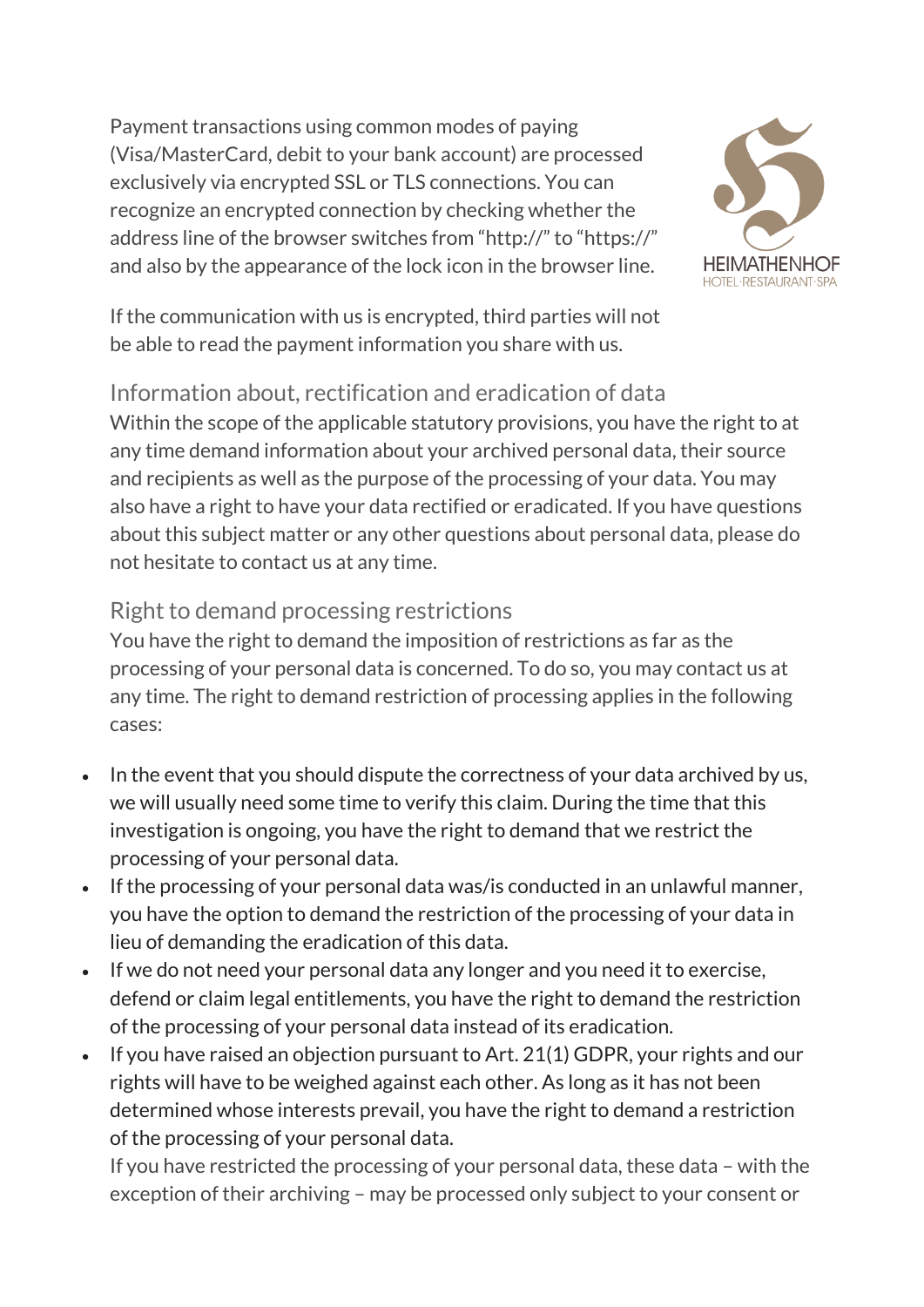Payment transactions using common modes of paying (Visa/MasterCard, debit to your bank account) are processed exclusively via encrypted SSL or TLS connections. You can recognize an encrypted connection by checking whether the address line of the browser switches from "http://" to "https://" and also by the appearance of the lock icon in the browser line.

If the communication with us is encrypted, third parties will not be able to read the payment information you share with us.

## Information about, rectification and eradication of data

Within the scope of the applicable statutory provisions, you have the right to at any time demand information about your archived personal data, their source and recipients as well as the purpose of the processing of your data. You may also have a right to have your data rectified or eradicated. If you have questions about this subject matter or any other questions about personal data, please do not hesitate to contact us at any time.

## Right to demand processing restrictions

You have the right to demand the imposition of restrictions as far as the processing of your personal data is concerned. To do so, you may contact us at any time. The right to demand restriction of processing applies in the following cases:

- In the event that you should dispute the correctness of your data archived by us, we will usually need some time to verify this claim. During the time that this investigation is ongoing, you have the right to demand that we restrict the processing of your personal data.
- If the processing of your personal data was/is conducted in an unlawful manner, you have the option to demand the restriction of the processing of your data in lieu of demanding the eradication of this data.
- If we do not need your personal data any longer and you need it to exercise, defend or claim legal entitlements, you have the right to demand the restriction of the processing of your personal data instead of its eradication.
- If you have raised an objection pursuant to Art. 21(1) GDPR, your rights and our rights will have to be weighed against each other. As long as it has not been determined whose interests prevail, you have the right to demand a restriction of the processing of your personal data.

If you have restricted the processing of your personal data, these data – with the exception of their archiving – may be processed only subject to your consent or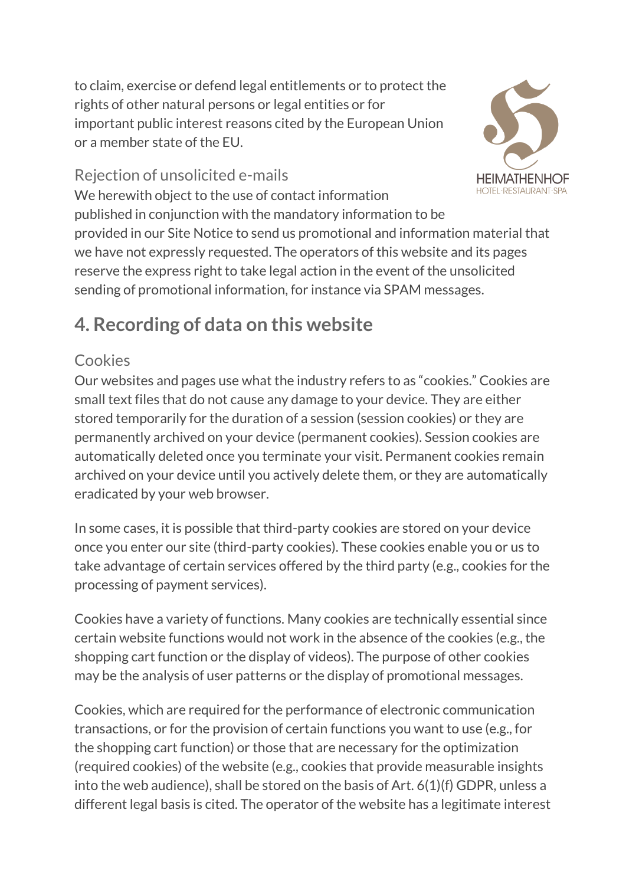to claim, exercise or defend legal entitlements or to protect the rights of other natural persons or legal entities or for important public interest reasons cited by the European Union or a member state of the EU.

### Rejection of unsolicited e-mails

We herewith object to the use of contact information published in conjunction with the mandatory information to be provided in our Site Notice to send us promotional and information material that we have not expressly requested. The operators of this website and its pages reserve the express right to take legal action in the event of the unsolicited sending of promotional information, for instance via SPAM messages.

## 4. Recording of data on this website

### Cookies

Our websites and pages use what the industry refers to as "cookies." Cookies are small text files that do not cause any damage to your device. They are either stored temporarily for the duration of a session (session cookies) or they are permanently archived on your device (permanent cookies). Session cookies are automatically deleted once you terminate your visit. Permanent cookies remain archived on your device until you actively delete them, or they are automatically eradicated by your web browser.

In some cases, it is possible that third-party cookies are stored on your device once you enter our site (third-party cookies). These cookies enable you or us to take advantage of certain services offered by the third party (e.g., cookies for the processing of payment services).

Cookies have a variety of functions. Many cookies are technically essential since certain website functions would not work in the absence of the cookies (e.g., the shopping cart function or the display of videos). The purpose of other cookies may be the analysis of user patterns or the display of promotional messages.

Cookies, which are required for the performance of electronic communication transactions, or for the provision of certain functions you want to use (e.g., for the shopping cart function) or those that are necessary for the optimization (required cookies) of the website (e.g., cookies that provide measurable insights into the web audience), shall be stored on the basis of Art. 6(1)(f) GDPR, unless a different legal basis is cited. The operator of the website has a legitimate interest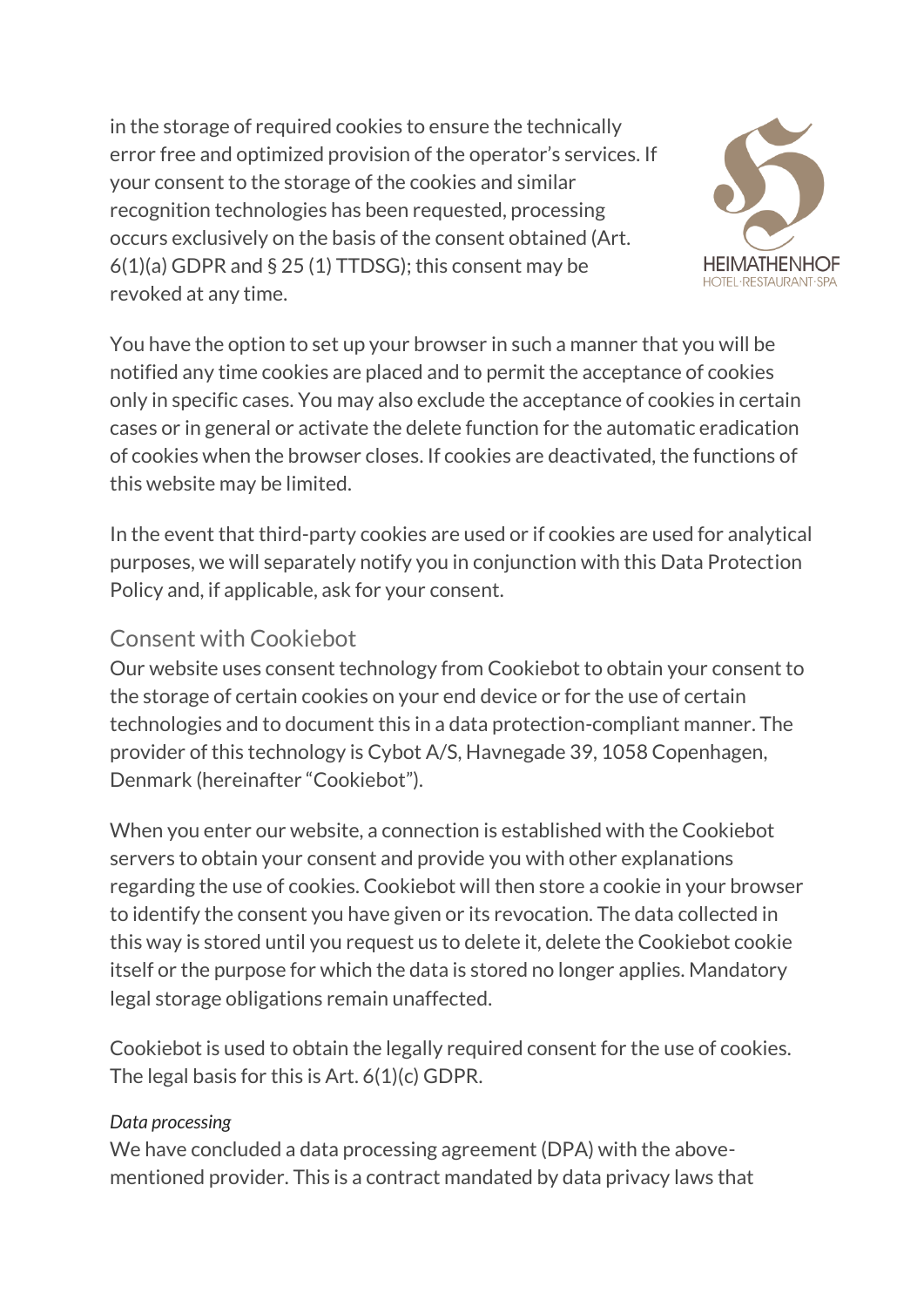in the storage of required cookies to ensure the technically error free and optimized provision of the operator's services. If your consent to the storage of the cookies and similar recognition technologies has been requested, processing occurs exclusively on the basis of the consent obtained (Art. 6(1)(a) GDPR and § 25 (1) TTDSG); this consent may be revoked at any time.

You have the option to set up your browser in such a manner that you will be notified any time cookies are placed and to permit the acceptance of cookies only in specific cases. You may also exclude the acceptance of cookies in certain cases or in general or activate the delete function for the automatic eradication of cookies when the browser closes. If cookies are deactivated, the functions of this website may be limited.

In the event that third-party cookies are used or if cookies are used for analytical purposes, we will separately notify you in conjunction with this Data Protection Policy and, if applicable, ask for your consent.

## Consent with Cookiebot

Our website uses consent technology from Cookiebot to obtain your consent to the storage of certain cookies on your end device or for the use of certain technologies and to document this in a data protection-compliant manner. The provider of this technology is Cybot A/S, Havnegade 39, 1058 Copenhagen, Denmark (hereinafter "Cookiebot").

When you enter our website, a connection is established with the Cookiebot servers to obtain your consent and provide you with other explanations regarding the use of cookies. Cookiebot will then store a cookie in your browser to identify the consent you have given or its revocation. The data collected in this way is stored until you request us to delete it, delete the Cookiebot cookie itself or the purpose for which the data is stored no longer applies. Mandatory legal storage obligations remain unaffected.

Cookiebot is used to obtain the legally required consent for the use of cookies. The legal basis for this is Art. 6(1)(c) GDPR.

*Data processing*

We have concluded a data processing agreement (DPA) with the above-mentioned provider. This is a contract mandated by data privacy laws that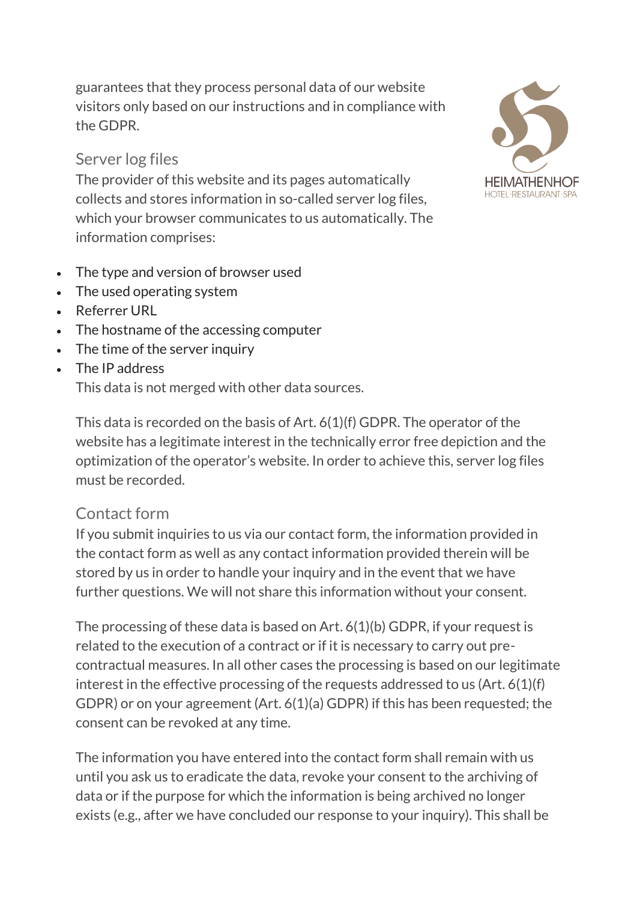guarantees that they process personal data of our website visitors only based on our instructions and in compliance with the GDPR.

### Server log files

The provider of this website and its pages automatically collects and stores information in so-called server log files, which your browser communicates to us automatically. The information comprises:

- The type and version of browser used
- The used operating system
- Referrer URL
- The hostname of the accessing computer
- The time of the server inquiry
- The IP address

This data is not merged with other data sources.

This data is recorded on the basis of Art. 6(1)(f) GDPR. The operator of the website has a legitimate interest in the technically error free depiction and the optimization of the operator's website. In order to achieve this, server log files must be recorded.

### Contact form

If you submit inquiries to us via our contact form, the information provided in the contact form as well as any contact information provided therein will be stored by us in order to handle your inquiry and in the event that we have further questions. We will not share this information without your consent.

The processing of these data is based on Art. 6(1)(b) GDPR, if your request is related to the execution of a contract or if it is necessary to carry out pre-contractual measures. In all other cases the processing is based on our legitimate interest in the effective processing of the requests addressed to us (Art. 6(1)(f) GDPR) or on your agreement (Art. 6(1)(a) GDPR) if this has been requested; the consent can be revoked at any time.

The information you have entered into the contact form shall remain with us until you ask us to eradicate the data, revoke your consent to the archiving of data or if the purpose for which the information is being archived no longer exists (e.g., after we have concluded our response to your inquiry). This shall be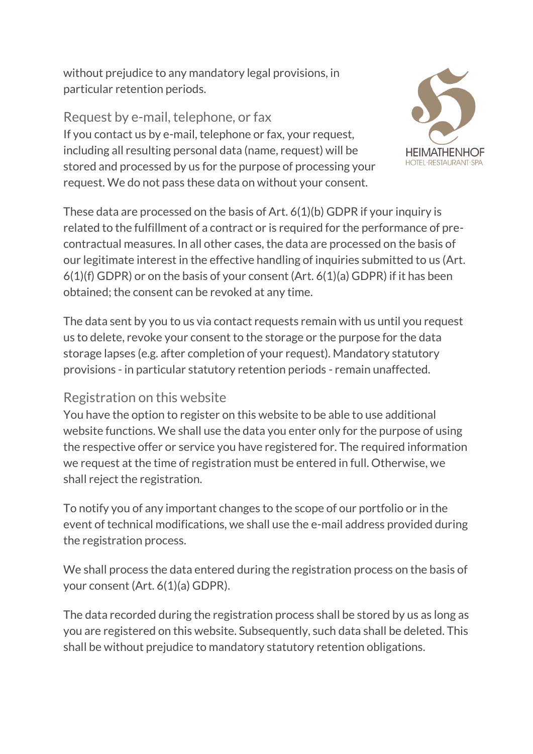without prejudice to any mandatory legal provisions, in particular retention periods.

## Request by e-mail, telephone, or fax

If you contact us by e-mail, telephone or fax, your request, including all resulting personal data (name, request) will be stored and processed by us for the purpose of processing your request. We do not pass these data on without your consent.

These data are processed on the basis of Art. 6(1)(b) GDPR if your inquiry is related to the fulfillment of a contract or is required for the performance of pre-contractual measures. In all other cases, the data are processed on the basis of our legitimate interest in the effective handling of inquiries submitted to us (Art. 6(1)(f) GDPR) or on the basis of your consent (Art. 6(1)(a) GDPR) if it has been obtained; the consent can be revoked at any time.

The data sent by you to us via contact requests remain with us until you request us to delete, revoke your consent to the storage or the purpose for the data storage lapses (e.g. after completion of your request). Mandatory statutory provisions - in particular statutory retention periods - remain unaffected.

## Registration on this website

You have the option to register on this website to be able to use additional website functions. We shall use the data you enter only for the purpose of using the respective offer or service you have registered for. The required information we request at the time of registration must be entered in full. Otherwise, we shall reject the registration.

To notify you of any important changes to the scope of our portfolio or in the event of technical modifications, we shall use the e-mail address provided during the registration process.

We shall process the data entered during the registration process on the basis of your consent (Art. 6(1)(a) GDPR).

The data recorded during the registration process shall be stored by us as long as you are registered on this website. Subsequently, such data shall be deleted. This shall be without prejudice to mandatory statutory retention obligations.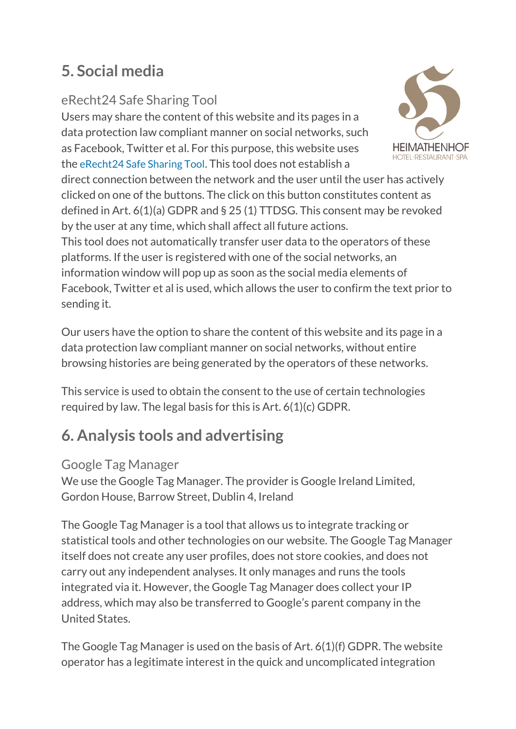## 5. Social media

### eRecht24 Safe Sharing Tool

Users may share the content of this website and its pages in a data protection law compliant manner on social networks, such as Facebook, Twitter et al. For this purpose, this website uses the eRecht24 Safe Sharing Tool. This tool does not establish a direct connection between the network and the user until the user has actively clicked on one of the buttons. The click on this button constitutes content as defined in Art. 6(1)(a) GDPR and § 25 (1) TTDSG. This consent may be revoked by the user at any time, which shall affect all future actions.
This tool does not automatically transfer user data to the operators of these platforms. If the user is registered with one of the social networks, an information window will pop up as soon as the social media elements of Facebook, Twitter et al is used, which allows the user to confirm the text prior to sending it.

Our users have the option to share the content of this website and its page in a data protection law compliant manner on social networks, without entire browsing histories are being generated by the operators of these networks.

This service is used to obtain the consent to the use of certain technologies required by law. The legal basis for this is Art. 6(1)(c) GDPR.

## 6. Analysis tools and advertising

### Google Tag Manager

We use the Google Tag Manager. The provider is Google Ireland Limited, Gordon House, Barrow Street, Dublin 4, Ireland

The Google Tag Manager is a tool that allows us to integrate tracking or statistical tools and other technologies on our website. The Google Tag Manager itself does not create any user profiles, does not store cookies, and does not carry out any independent analyses. It only manages and runs the tools integrated via it. However, the Google Tag Manager does collect your IP address, which may also be transferred to Google's parent company in the United States.

The Google Tag Manager is used on the basis of Art. 6(1)(f) GDPR. The website operator has a legitimate interest in the quick and uncomplicated integration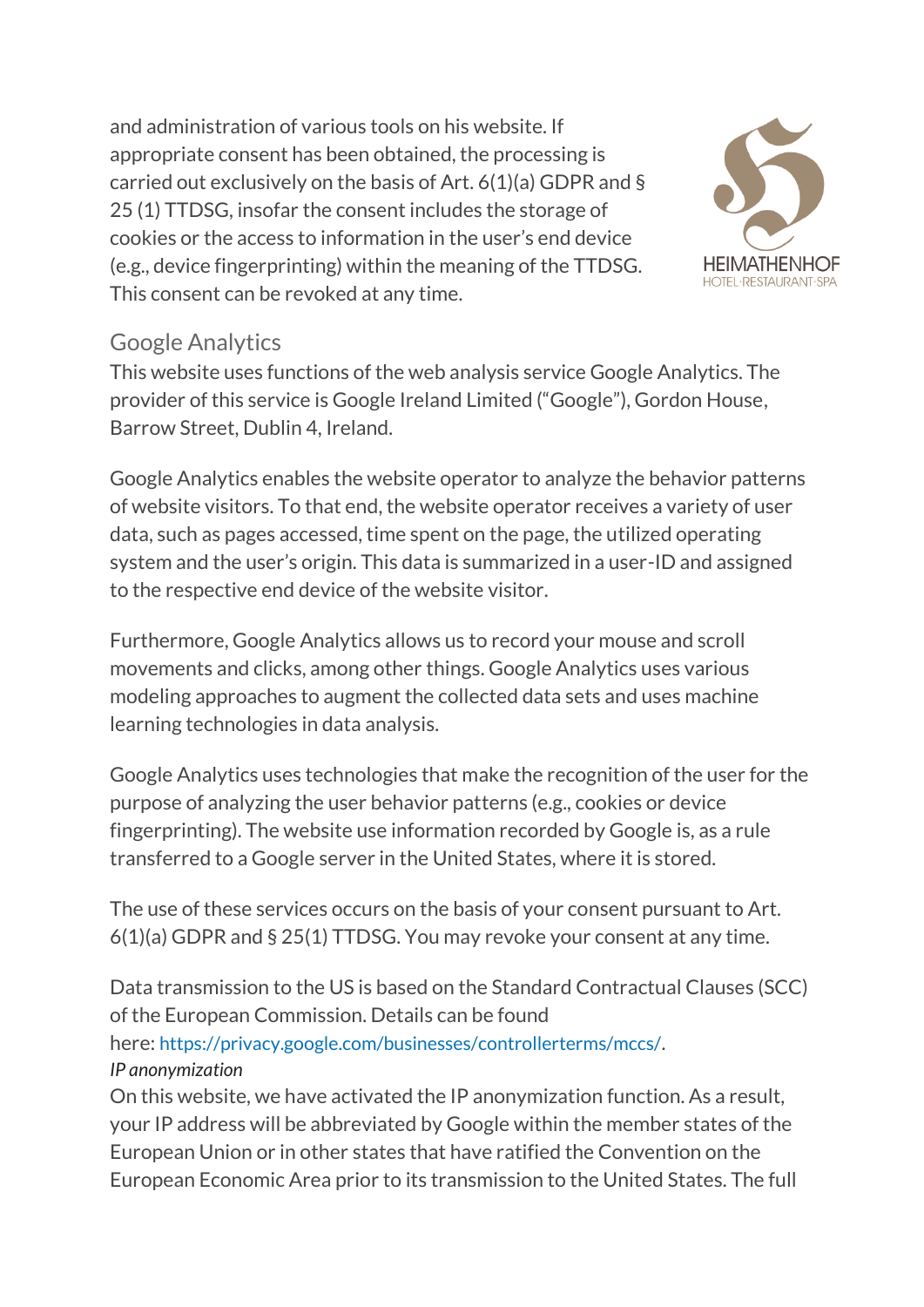and administration of various tools on his website. If appropriate consent has been obtained, the processing is carried out exclusively on the basis of Art. 6(1)(a) GDPR and § 25 (1) TTDSG, insofar the consent includes the storage of cookies or the access to information in the user's end device (e.g., device fingerprinting) within the meaning of the TTDSG. This consent can be revoked at any time.

## Google Analytics

This website uses functions of the web analysis service Google Analytics. The provider of this service is Google Ireland Limited ("Google"), Gordon House, Barrow Street, Dublin 4, Ireland.

Google Analytics enables the website operator to analyze the behavior patterns of website visitors. To that end, the website operator receives a variety of user data, such as pages accessed, time spent on the page, the utilized operating system and the user's origin. This data is summarized in a user-ID and assigned to the respective end device of the website visitor.

Furthermore, Google Analytics allows us to record your mouse and scroll movements and clicks, among other things. Google Analytics uses various modeling approaches to augment the collected data sets and uses machine learning technologies in data analysis.

Google Analytics uses technologies that make the recognition of the user for the purpose of analyzing the user behavior patterns (e.g., cookies or device fingerprinting). The website use information recorded by Google is, as a rule transferred to a Google server in the United States, where it is stored.

The use of these services occurs on the basis of your consent pursuant to Art. 6(1)(a) GDPR and § 25(1) TTDSG. You may revoke your consent at any time.

Data transmission to the US is based on the Standard Contractual Clauses (SCC) of the European Commission. Details can be found here: https://privacy.google.com/businesses/controllerterms/mccs/.

*IP anonymization*

On this website, we have activated the IP anonymization function. As a result, your IP address will be abbreviated by Google within the member states of the European Union or in other states that have ratified the Convention on the European Economic Area prior to its transmission to the United States. The full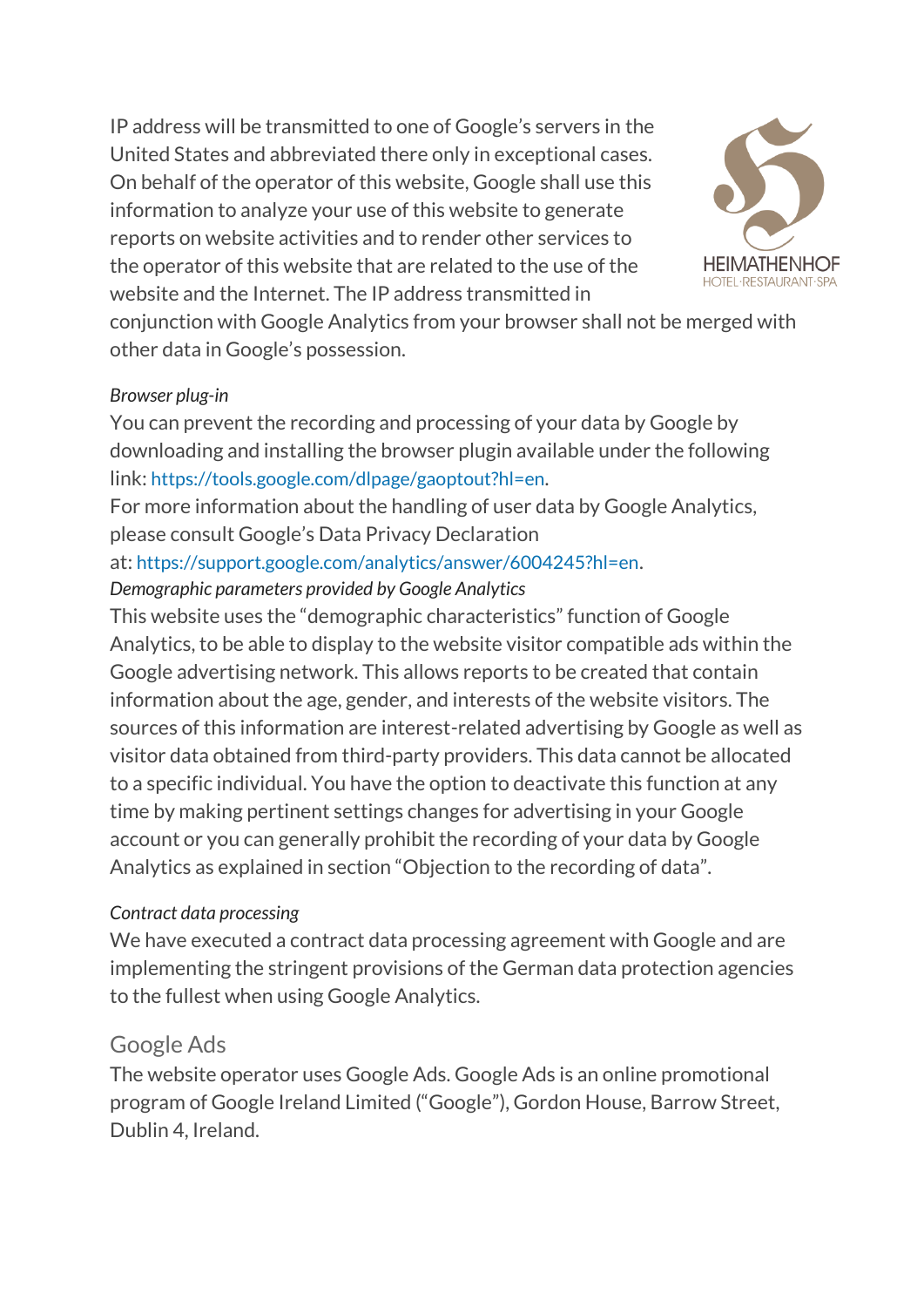IP address will be transmitted to one of Google's servers in the United States and abbreviated there only in exceptional cases. On behalf of the operator of this website, Google shall use this information to analyze your use of this website to generate reports on website activities and to render other services to the operator of this website that are related to the use of the website and the Internet. The IP address transmitted in conjunction with Google Analytics from your browser shall not be merged with other data in Google's possession.

*Browser plug-in*

You can prevent the recording and processing of your data by Google by downloading and installing the browser plugin available under the following link: https://tools.google.com/dlpage/gaoptout?hl=en.

For more information about the handling of user data by Google Analytics, please consult Google's Data Privacy Declaration at: https://support.google.com/analytics/answer/6004245?hl=en.

*Demographic parameters provided by Google Analytics*

This website uses the "demographic characteristics" function of Google Analytics, to be able to display to the website visitor compatible ads within the Google advertising network. This allows reports to be created that contain information about the age, gender, and interests of the website visitors. The sources of this information are interest-related advertising by Google as well as visitor data obtained from third-party providers. This data cannot be allocated to a specific individual. You have the option to deactivate this function at any time by making pertinent settings changes for advertising in your Google account or you can generally prohibit the recording of your data by Google Analytics as explained in section "Objection to the recording of data".

*Contract data processing*

We have executed a contract data processing agreement with Google and are implementing the stringent provisions of the German data protection agencies to the fullest when using Google Analytics.

## Google Ads

The website operator uses Google Ads. Google Ads is an online promotional program of Google Ireland Limited ("Google"), Gordon House, Barrow Street, Dublin 4, Ireland.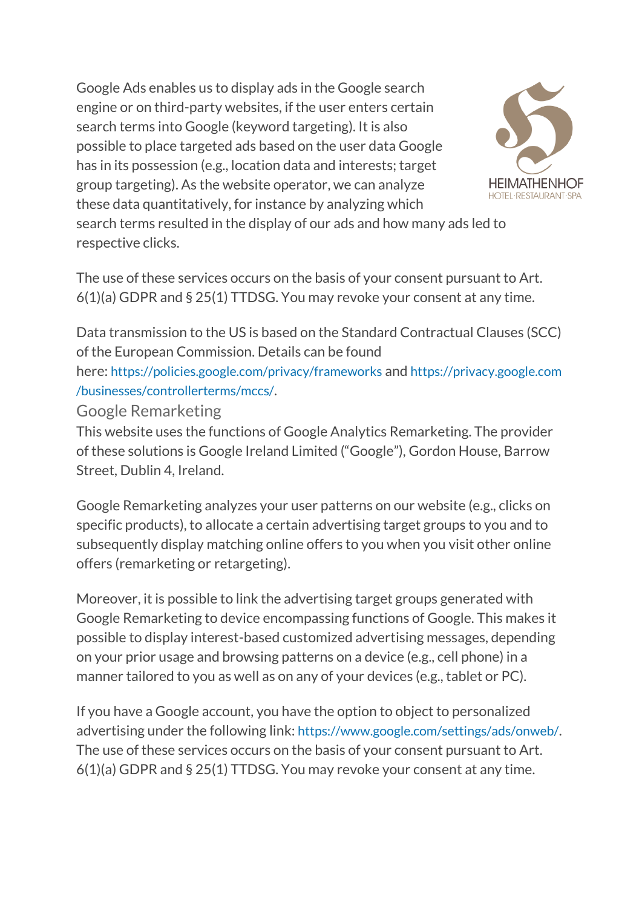Google Ads enables us to display ads in the Google search engine or on third-party websites, if the user enters certain search terms into Google (keyword targeting). It is also possible to place targeted ads based on the user data Google has in its possession (e.g., location data and interests; target group targeting). As the website operator, we can analyze these data quantitatively, for instance by analyzing which search terms resulted in the display of our ads and how many ads led to respective clicks.

The use of these services occurs on the basis of your consent pursuant to Art. 6(1)(a) GDPR and § 25(1) TTDSG. You may revoke your consent at any time.

Data transmission to the US is based on the Standard Contractual Clauses (SCC) of the European Commission. Details can be found here: https://policies.google.com/privacy/frameworks and https://privacy.google.com/businesses/controllerterms/mccs/.

## Google Remarketing

This website uses the functions of Google Analytics Remarketing. The provider of these solutions is Google Ireland Limited ("Google"), Gordon House, Barrow Street, Dublin 4, Ireland.

Google Remarketing analyzes your user patterns on our website (e.g., clicks on specific products), to allocate a certain advertising target groups to you and to subsequently display matching online offers to you when you visit other online offers (remarketing or retargeting).

Moreover, it is possible to link the advertising target groups generated with Google Remarketing to device encompassing functions of Google. This makes it possible to display interest-based customized advertising messages, depending on your prior usage and browsing patterns on a device (e.g., cell phone) in a manner tailored to you as well as on any of your devices (e.g., tablet or PC).

If you have a Google account, you have the option to object to personalized advertising under the following link: https://www.google.com/settings/ads/onweb/. The use of these services occurs on the basis of your consent pursuant to Art. 6(1)(a) GDPR and § 25(1) TTDSG. You may revoke your consent at any time.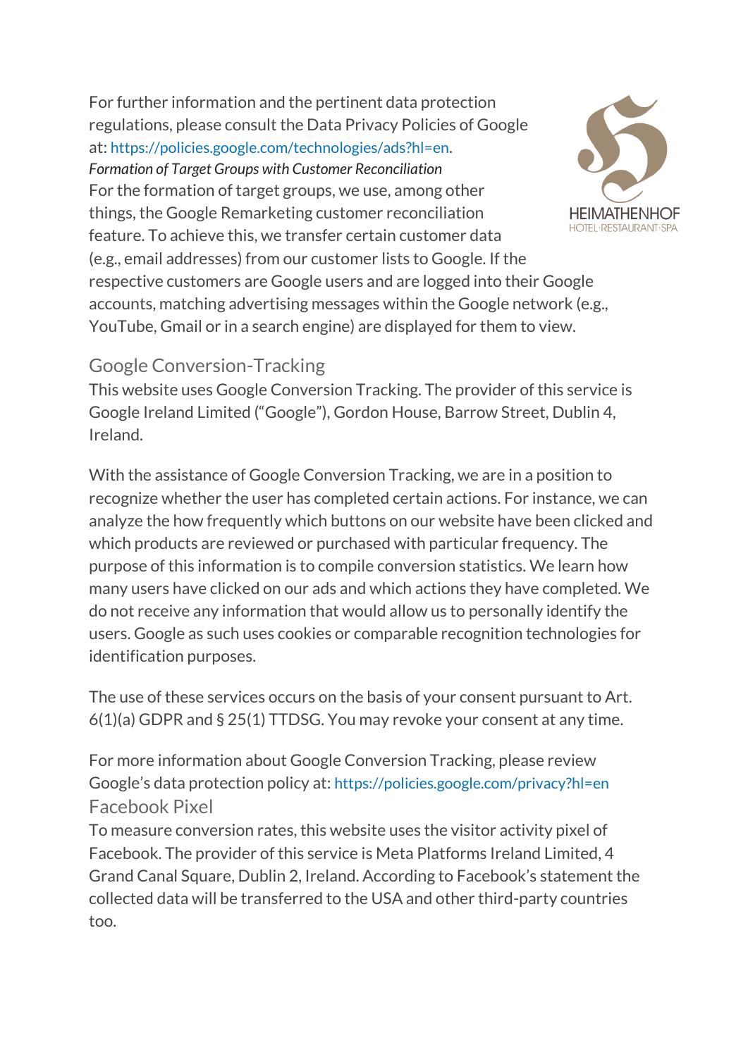For further information and the pertinent data protection regulations, please consult the Data Privacy Policies of Google at: https://policies.google.com/technologies/ads?hl=en.

*Formation of Target Groups with Customer Reconciliation*

For the formation of target groups, we use, among other things, the Google Remarketing customer reconciliation feature. To achieve this, we transfer certain customer data (e.g., email addresses) from our customer lists to Google. If the respective customers are Google users and are logged into their Google accounts, matching advertising messages within the Google network (e.g., YouTube, Gmail or in a search engine) are displayed for them to view.

## Google Conversion-Tracking

This website uses Google Conversion Tracking. The provider of this service is Google Ireland Limited ("Google"), Gordon House, Barrow Street, Dublin 4, Ireland.

With the assistance of Google Conversion Tracking, we are in a position to recognize whether the user has completed certain actions. For instance, we can analyze the how frequently which buttons on our website have been clicked and which products are reviewed or purchased with particular frequency. The purpose of this information is to compile conversion statistics. We learn how many users have clicked on our ads and which actions they have completed. We do not receive any information that would allow us to personally identify the users. Google as such uses cookies or comparable recognition technologies for identification purposes.

The use of these services occurs on the basis of your consent pursuant to Art. 6(1)(a) GDPR and § 25(1) TTDSG. You may revoke your consent at any time.

For more information about Google Conversion Tracking, please review Google's data protection policy at: https://policies.google.com/privacy?hl=en

## Facebook Pixel

To measure conversion rates, this website uses the visitor activity pixel of Facebook. The provider of this service is Meta Platforms Ireland Limited, 4 Grand Canal Square, Dublin 2, Ireland. According to Facebook's statement the collected data will be transferred to the USA and other third-party countries too.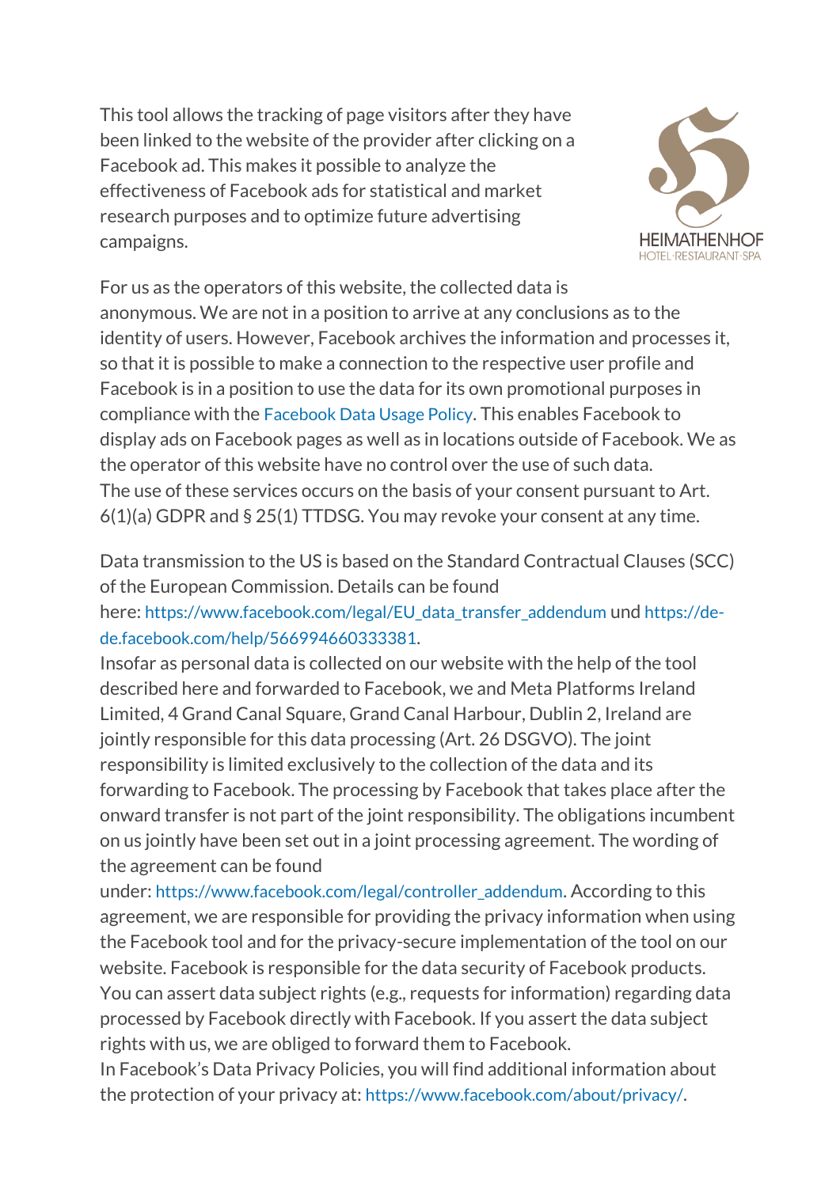This tool allows the tracking of page visitors after they have been linked to the website of the provider after clicking on a Facebook ad. This makes it possible to analyze the effectiveness of Facebook ads for statistical and market research purposes and to optimize future advertising campaigns.

For us as the operators of this website, the collected data is anonymous. We are not in a position to arrive at any conclusions as to the identity of users. However, Facebook archives the information and processes it, so that it is possible to make a connection to the respective user profile and Facebook is in a position to use the data for its own promotional purposes in compliance with the Facebook Data Usage Policy. This enables Facebook to display ads on Facebook pages as well as in locations outside of Facebook. We as the operator of this website have no control over the use of such data.
The use of these services occurs on the basis of your consent pursuant to Art. 6(1)(a) GDPR and § 25(1) TTDSG. You may revoke your consent at any time.

Data transmission to the US is based on the Standard Contractual Clauses (SCC) of the European Commission. Details can be found here: https://www.facebook.com/legal/EU_data_transfer_addendum und https://de-de.facebook.com/help/566994660333381.
Insofar as personal data is collected on our website with the help of the tool described here and forwarded to Facebook, we and Meta Platforms Ireland Limited, 4 Grand Canal Square, Grand Canal Harbour, Dublin 2, Ireland are jointly responsible for this data processing (Art. 26 DSGVO). The joint responsibility is limited exclusively to the collection of the data and its forwarding to Facebook. The processing by Facebook that takes place after the onward transfer is not part of the joint responsibility. The obligations incumbent on us jointly have been set out in a joint processing agreement. The wording of the agreement can be found under: https://www.facebook.com/legal/controller_addendum. According to this agreement, we are responsible for providing the privacy information when using the Facebook tool and for the privacy-secure implementation of the tool on our website. Facebook is responsible for the data security of Facebook products. You can assert data subject rights (e.g., requests for information) regarding data processed by Facebook directly with Facebook. If you assert the data subject rights with us, we are obliged to forward them to Facebook.
In Facebook's Data Privacy Policies, you will find additional information about the protection of your privacy at: https://www.facebook.com/about/privacy/.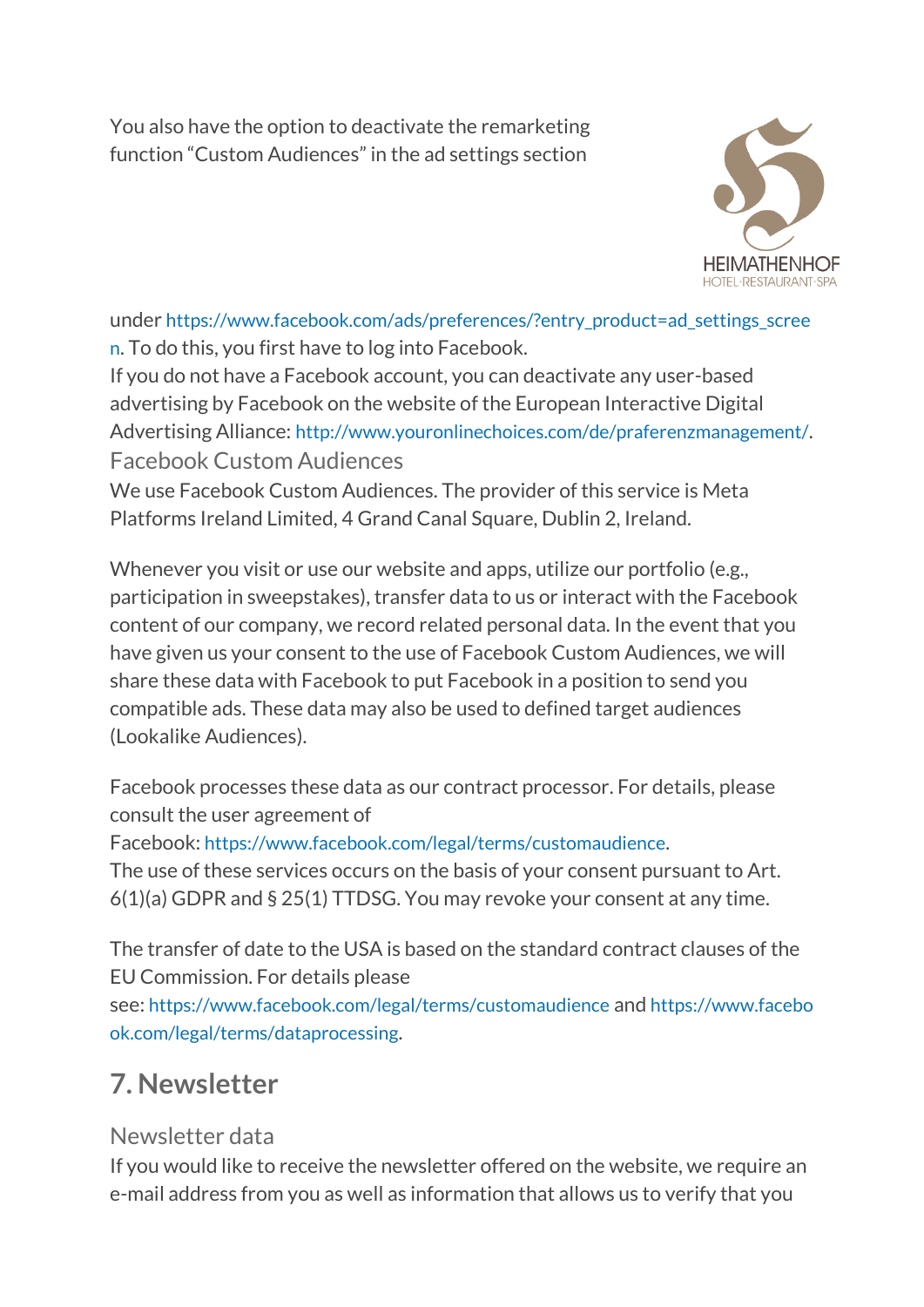You also have the option to deactivate the remarketing function "Custom Audiences" in the ad settings section under https://www.facebook.com/ads/preferences/?entry_product=ad_settings_screen. To do this, you first have to log into Facebook.
If you do not have a Facebook account, you can deactivate any user-based advertising by Facebook on the website of the European Interactive Digital Advertising Alliance: http://www.youronlinechoices.com/de/praferenzmanagement/.

### Facebook Custom Audiences

We use Facebook Custom Audiences. The provider of this service is Meta Platforms Ireland Limited, 4 Grand Canal Square, Dublin 2, Ireland.

Whenever you visit or use our website and apps, utilize our portfolio (e.g., participation in sweepstakes), transfer data to us or interact with the Facebook content of our company, we record related personal data. In the event that you have given us your consent to the use of Facebook Custom Audiences, we will share these data with Facebook to put Facebook in a position to send you compatible ads. These data may also be used to defined target audiences (Lookalike Audiences).

Facebook processes these data as our contract processor. For details, please consult the user agreement of Facebook: https://www.facebook.com/legal/terms/customaudience.
The use of these services occurs on the basis of your consent pursuant to Art. 6(1)(a) GDPR and § 25(1) TTDSG. You may revoke your consent at any time.

The transfer of date to the USA is based on the standard contract clauses of the EU Commission. For details please see: https://www.facebook.com/legal/terms/customaudience and https://www.facebook.com/legal/terms/dataprocessing.

## 7. Newsletter

### Newsletter data

If you would like to receive the newsletter offered on the website, we require an e-mail address from you as well as information that allows us to verify that you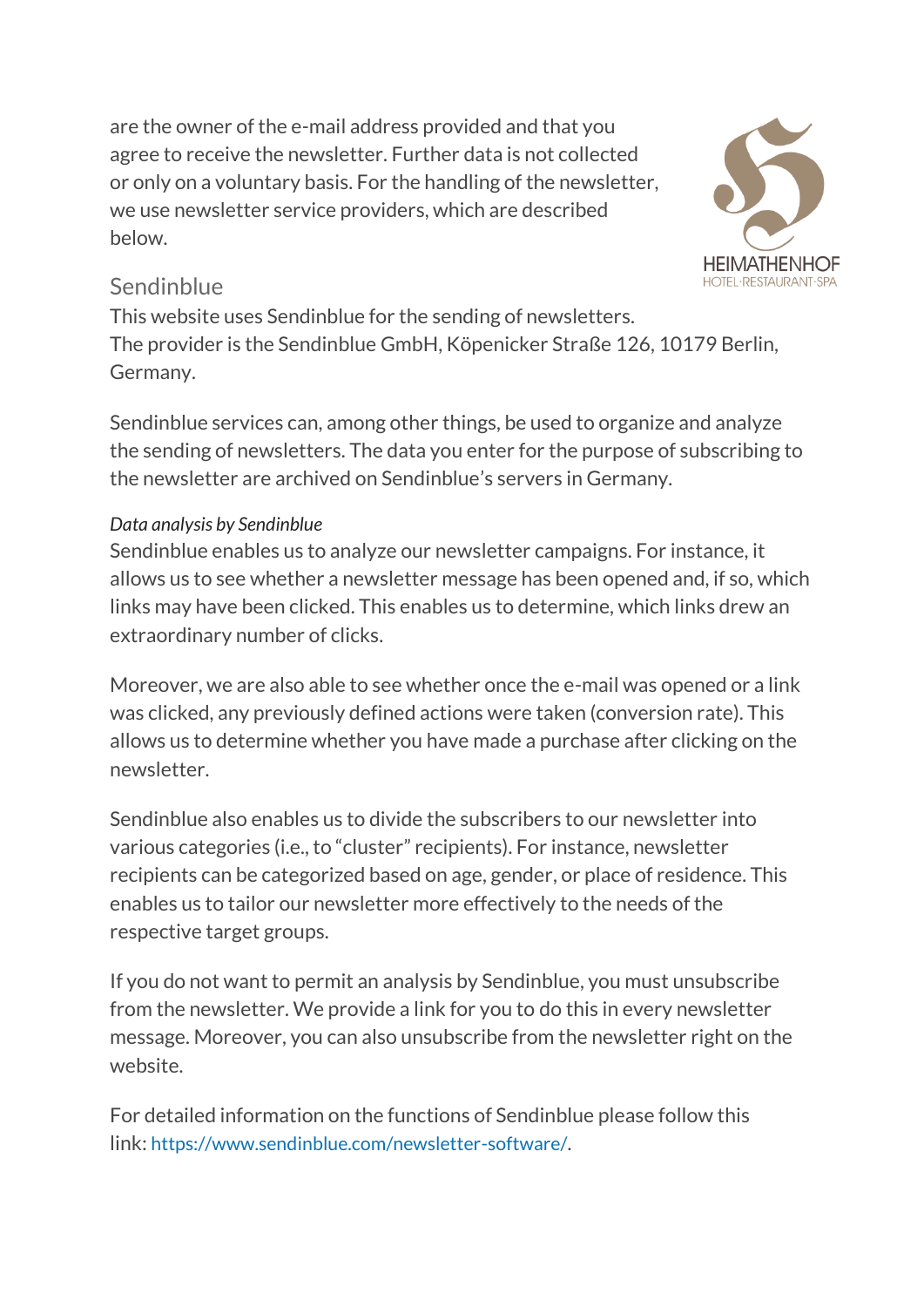are the owner of the e-mail address provided and that you agree to receive the newsletter. Further data is not collected or only on a voluntary basis. For the handling of the newsletter, we use newsletter service providers, which are described below.

## Sendinblue

This website uses Sendinblue for the sending of newsletters.
The provider is the Sendinblue GmbH, Köpenicker Straße 126, 10179 Berlin, Germany.

Sendinblue services can, among other things, be used to organize and analyze the sending of newsletters. The data you enter for the purpose of subscribing to the newsletter are archived on Sendinblue's servers in Germany.

*Data analysis by Sendinblue*

Sendinblue enables us to analyze our newsletter campaigns. For instance, it allows us to see whether a newsletter message has been opened and, if so, which links may have been clicked. This enables us to determine, which links drew an extraordinary number of clicks.

Moreover, we are also able to see whether once the e-mail was opened or a link was clicked, any previously defined actions were taken (conversion rate). This allows us to determine whether you have made a purchase after clicking on the newsletter.

Sendinblue also enables us to divide the subscribers to our newsletter into various categories (i.e., to "cluster" recipients). For instance, newsletter recipients can be categorized based on age, gender, or place of residence. This enables us to tailor our newsletter more effectively to the needs of the respective target groups.

If you do not want to permit an analysis by Sendinblue, you must unsubscribe from the newsletter. We provide a link for you to do this in every newsletter message. Moreover, you can also unsubscribe from the newsletter right on the website.

For detailed information on the functions of Sendinblue please follow this link: https://www.sendinblue.com/newsletter-software/.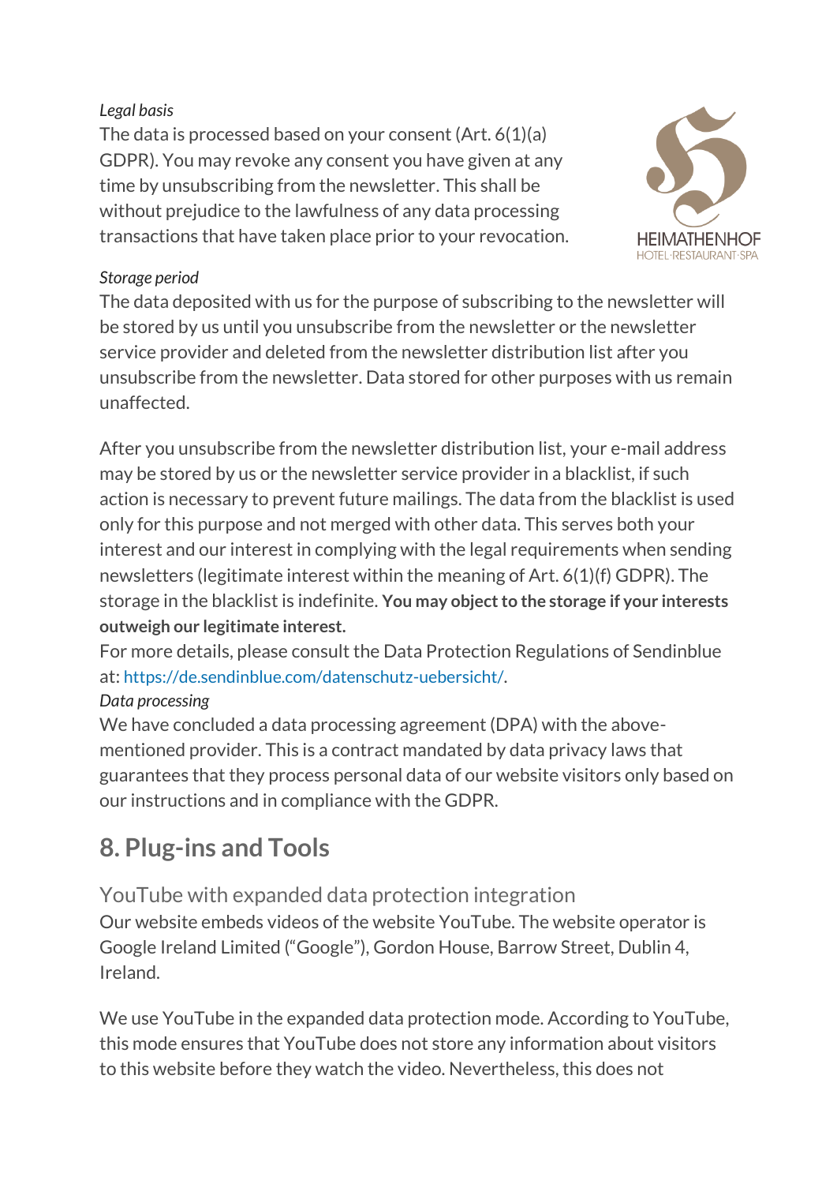*Legal basis*

The data is processed based on your consent (Art. 6(1)(a) GDPR). You may revoke any consent you have given at any time by unsubscribing from the newsletter. This shall be without prejudice to the lawfulness of any data processing transactions that have taken place prior to your revocation.

*Storage period*

The data deposited with us for the purpose of subscribing to the newsletter will be stored by us until you unsubscribe from the newsletter or the newsletter service provider and deleted from the newsletter distribution list after you unsubscribe from the newsletter. Data stored for other purposes with us remain unaffected.

After you unsubscribe from the newsletter distribution list, your e-mail address may be stored by us or the newsletter service provider in a blacklist, if such action is necessary to prevent future mailings. The data from the blacklist is used only for this purpose and not merged with other data. This serves both your interest and our interest in complying with the legal requirements when sending newsletters (legitimate interest within the meaning of Art. 6(1)(f) GDPR). The storage in the blacklist is indefinite. **You may object to the storage if your interests outweigh our legitimate interest.**

For more details, please consult the Data Protection Regulations of Sendinblue at: https://de.sendinblue.com/datenschutz-uebersicht/.

*Data processing*

We have concluded a data processing agreement (DPA) with the above-mentioned provider. This is a contract mandated by data privacy laws that guarantees that they process personal data of our website visitors only based on our instructions and in compliance with the GDPR.

## 8. Plug-ins and Tools

### YouTube with expanded data protection integration

Our website embeds videos of the website YouTube. The website operator is Google Ireland Limited ("Google"), Gordon House, Barrow Street, Dublin 4, Ireland.

We use YouTube in the expanded data protection mode. According to YouTube, this mode ensures that YouTube does not store any information about visitors to this website before they watch the video. Nevertheless, this does not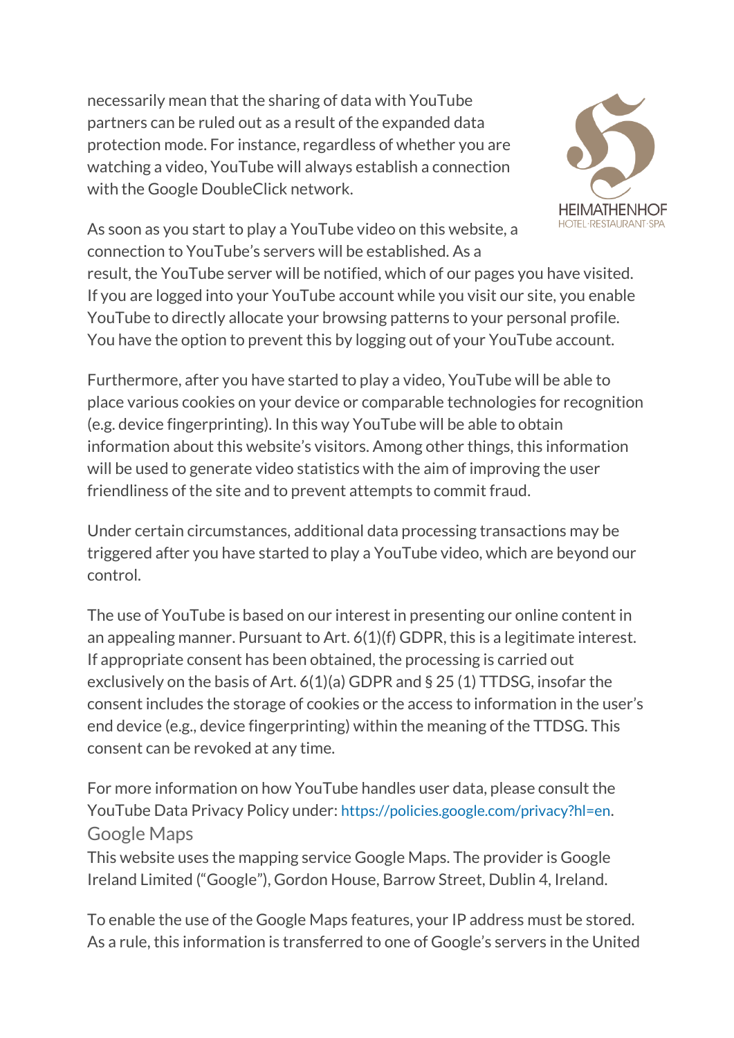necessarily mean that the sharing of data with YouTube partners can be ruled out as a result of the expanded data protection mode. For instance, regardless of whether you are watching a video, YouTube will always establish a connection with the Google DoubleClick network.

As soon as you start to play a YouTube video on this website, a connection to YouTube's servers will be established. As a result, the YouTube server will be notified, which of our pages you have visited. If you are logged into your YouTube account while you visit our site, you enable YouTube to directly allocate your browsing patterns to your personal profile. You have the option to prevent this by logging out of your YouTube account.

Furthermore, after you have started to play a video, YouTube will be able to place various cookies on your device or comparable technologies for recognition (e.g. device fingerprinting). In this way YouTube will be able to obtain information about this website's visitors. Among other things, this information will be used to generate video statistics with the aim of improving the user friendliness of the site and to prevent attempts to commit fraud.

Under certain circumstances, additional data processing transactions may be triggered after you have started to play a YouTube video, which are beyond our control.

The use of YouTube is based on our interest in presenting our online content in an appealing manner. Pursuant to Art. 6(1)(f) GDPR, this is a legitimate interest. If appropriate consent has been obtained, the processing is carried out exclusively on the basis of Art. 6(1)(a) GDPR and § 25 (1) TTDSG, insofar the consent includes the storage of cookies or the access to information in the user's end device (e.g., device fingerprinting) within the meaning of the TTDSG. This consent can be revoked at any time.

For more information on how YouTube handles user data, please consult the YouTube Data Privacy Policy under: https://policies.google.com/privacy?hl=en.

## Google Maps

This website uses the mapping service Google Maps. The provider is Google Ireland Limited ("Google"), Gordon House, Barrow Street, Dublin 4, Ireland.

To enable the use of the Google Maps features, your IP address must be stored. As a rule, this information is transferred to one of Google's servers in the United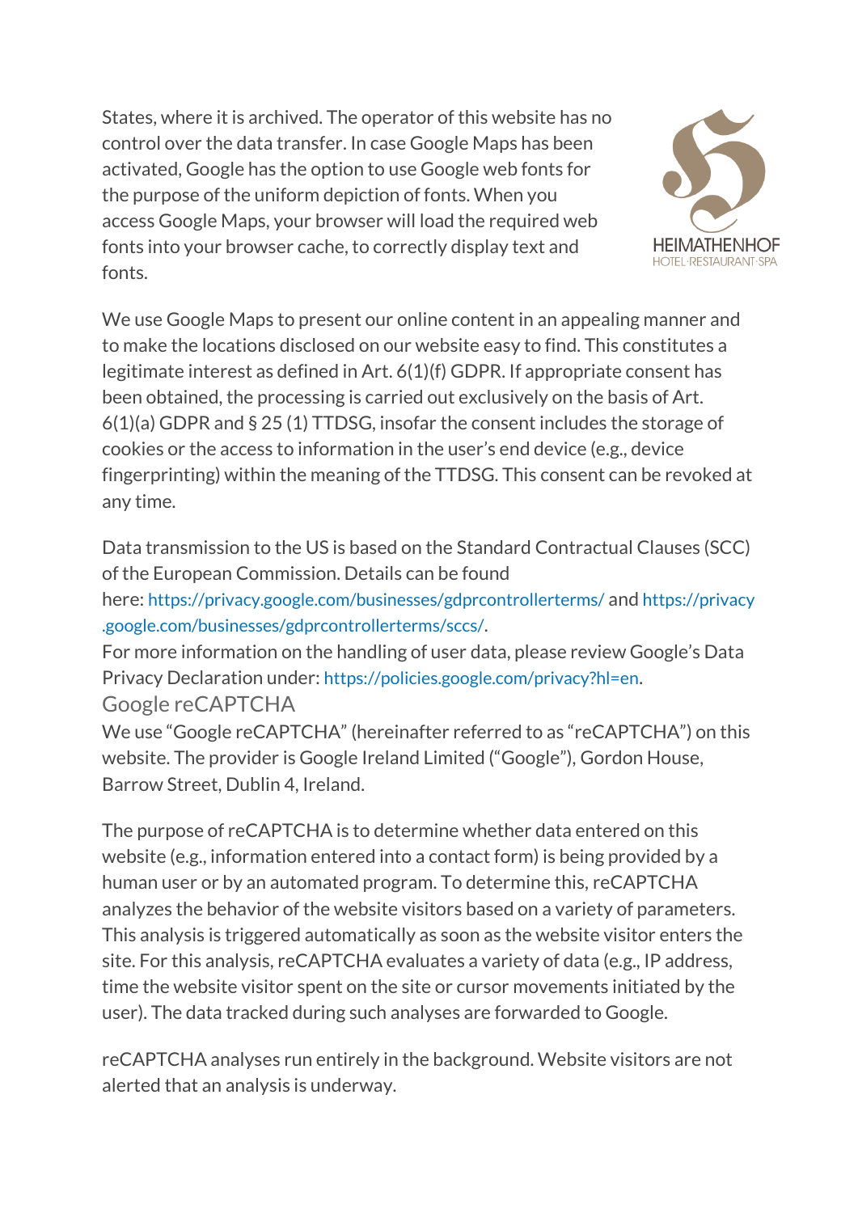States, where it is archived. The operator of this website has no control over the data transfer. In case Google Maps has been activated, Google has the option to use Google web fonts for the purpose of the uniform depiction of fonts. When you access Google Maps, your browser will load the required web fonts into your browser cache, to correctly display text and fonts.

We use Google Maps to present our online content in an appealing manner and to make the locations disclosed on our website easy to find. This constitutes a legitimate interest as defined in Art. 6(1)(f) GDPR. If appropriate consent has been obtained, the processing is carried out exclusively on the basis of Art. 6(1)(a) GDPR and § 25 (1) TTDSG, insofar the consent includes the storage of cookies or the access to information in the user's end device (e.g., device fingerprinting) within the meaning of the TTDSG. This consent can be revoked at any time.

Data transmission to the US is based on the Standard Contractual Clauses (SCC) of the European Commission. Details can be found here: https://privacy.google.com/businesses/gdprcontrollerterms/ and https://privacy.google.com/businesses/gdprcontrollerterms/sccs/.
For more information on the handling of user data, please review Google's Data Privacy Declaration under: https://policies.google.com/privacy?hl=en.

### Google reCAPTCHA

We use "Google reCAPTCHA" (hereinafter referred to as "reCAPTCHA") on this website. The provider is Google Ireland Limited ("Google"), Gordon House, Barrow Street, Dublin 4, Ireland.

The purpose of reCAPTCHA is to determine whether data entered on this website (e.g., information entered into a contact form) is being provided by a human user or by an automated program. To determine this, reCAPTCHA analyzes the behavior of the website visitors based on a variety of parameters. This analysis is triggered automatically as soon as the website visitor enters the site. For this analysis, reCAPTCHA evaluates a variety of data (e.g., IP address, time the website visitor spent on the site or cursor movements initiated by the user). The data tracked during such analyses are forwarded to Google.

reCAPTCHA analyses run entirely in the background. Website visitors are not alerted that an analysis is underway.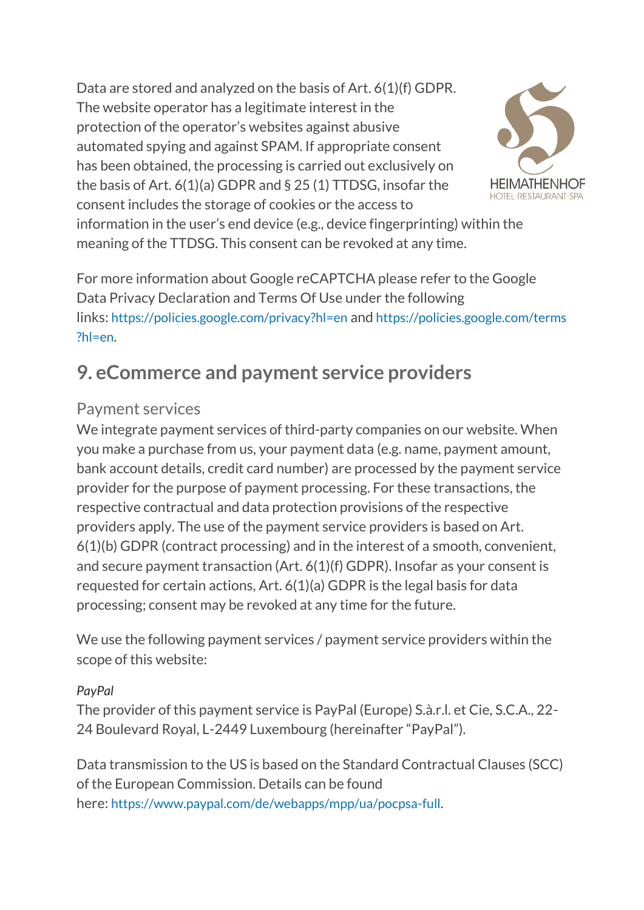Data are stored and analyzed on the basis of Art. 6(1)(f) GDPR. The website operator has a legitimate interest in the protection of the operator's websites against abusive automated spying and against SPAM. If appropriate consent has been obtained, the processing is carried out exclusively on the basis of Art. 6(1)(a) GDPR and § 25 (1) TTDSG, insofar the consent includes the storage of cookies or the access to information in the user's end device (e.g., device fingerprinting) within the meaning of the TTDSG. This consent can be revoked at any time.

For more information about Google reCAPTCHA please refer to the Google Data Privacy Declaration and Terms Of Use under the following links: https://policies.google.com/privacy?hl=en and https://policies.google.com/terms?hl=en.

## 9. eCommerce and payment service providers

### Payment services

We integrate payment services of third-party companies on our website. When you make a purchase from us, your payment data (e.g. name, payment amount, bank account details, credit card number) are processed by the payment service provider for the purpose of payment processing. For these transactions, the respective contractual and data protection provisions of the respective providers apply. The use of the payment service providers is based on Art. 6(1)(b) GDPR (contract processing) and in the interest of a smooth, convenient, and secure payment transaction (Art. 6(1)(f) GDPR). Insofar as your consent is requested for certain actions, Art. 6(1)(a) GDPR is the legal basis for data processing; consent may be revoked at any time for the future.

We use the following payment services / payment service providers within the scope of this website:

*PayPal*

The provider of this payment service is PayPal (Europe) S.à.r.l. et Cie, S.C.A., 22-24 Boulevard Royal, L-2449 Luxembourg (hereinafter "PayPal").

Data transmission to the US is based on the Standard Contractual Clauses (SCC) of the European Commission. Details can be found here: https://www.paypal.com/de/webapps/mpp/ua/pocpsa-full.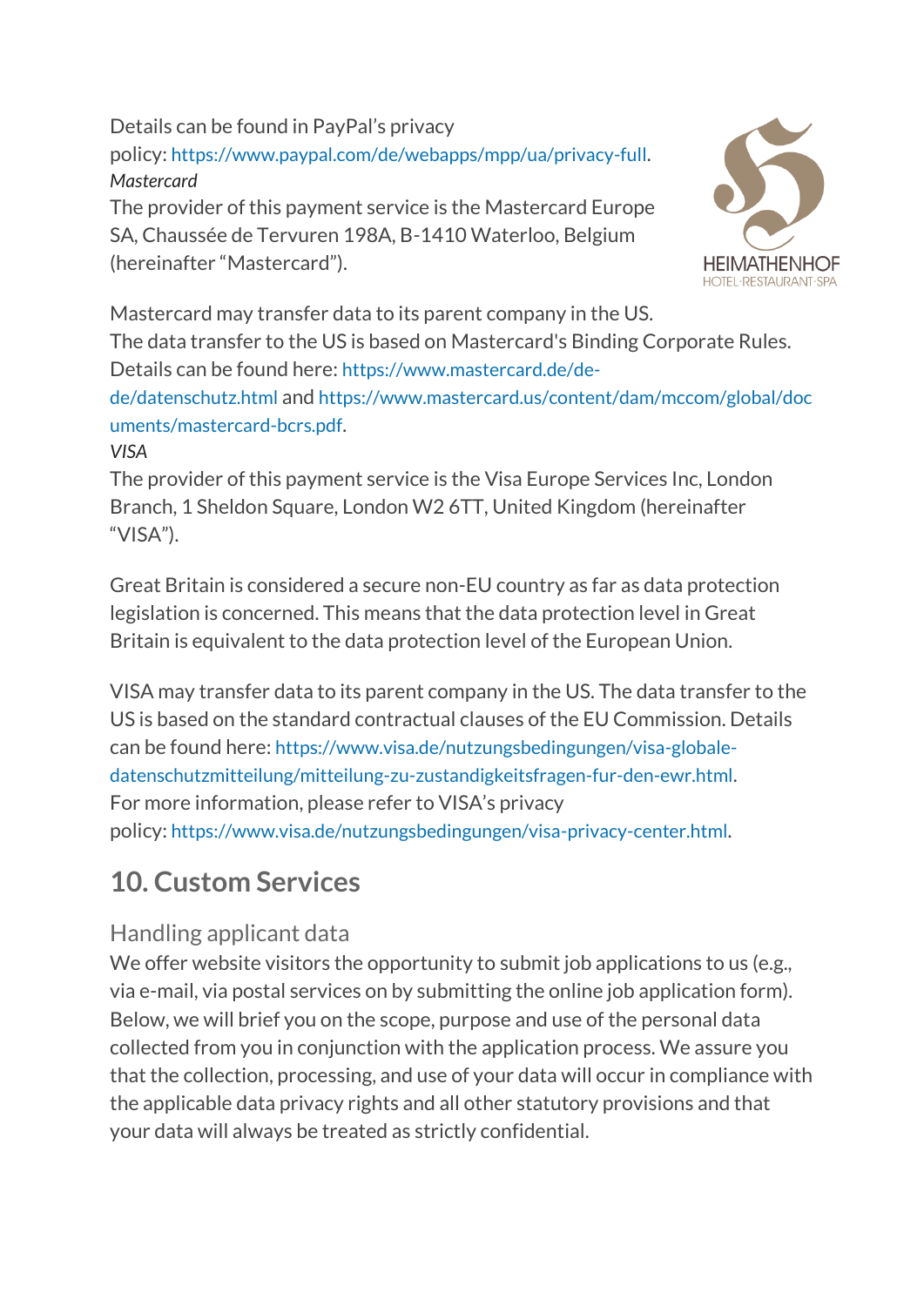Details can be found in PayPal's privacy policy: https://www.paypal.com/de/webapps/mpp/ua/privacy-full.

*Mastercard*

The provider of this payment service is the Mastercard Europe SA, Chaussée de Tervuren 198A, B-1410 Waterloo, Belgium (hereinafter "Mastercard").

Mastercard may transfer data to its parent company in the US. The data transfer to the US is based on Mastercard's Binding Corporate Rules. Details can be found here: https://www.mastercard.de/de-de/datenschutz.html and https://www.mastercard.us/content/dam/mccom/global/documents/mastercard-bcrs.pdf.

*VISA*

The provider of this payment service is the Visa Europe Services Inc, London Branch, 1 Sheldon Square, London W2 6TT, United Kingdom (hereinafter "VISA").

Great Britain is considered a secure non-EU country as far as data protection legislation is concerned. This means that the data protection level in Great Britain is equivalent to the data protection level of the European Union.

VISA may transfer data to its parent company in the US. The data transfer to the US is based on the standard contractual clauses of the EU Commission. Details can be found here: https://www.visa.de/nutzungsbedingungen/visa-globale-datenschutzmitteilung/mitteilung-zu-zustandigkeitsfragen-fur-den-ewr.html. For more information, please refer to VISA's privacy policy: https://www.visa.de/nutzungsbedingungen/visa-privacy-center.html.

## 10. Custom Services

### Handling applicant data

We offer website visitors the opportunity to submit job applications to us (e.g., via e-mail, via postal services on by submitting the online job application form). Below, we will brief you on the scope, purpose and use of the personal data collected from you in conjunction with the application process. We assure you that the collection, processing, and use of your data will occur in compliance with the applicable data privacy rights and all other statutory provisions and that your data will always be treated as strictly confidential.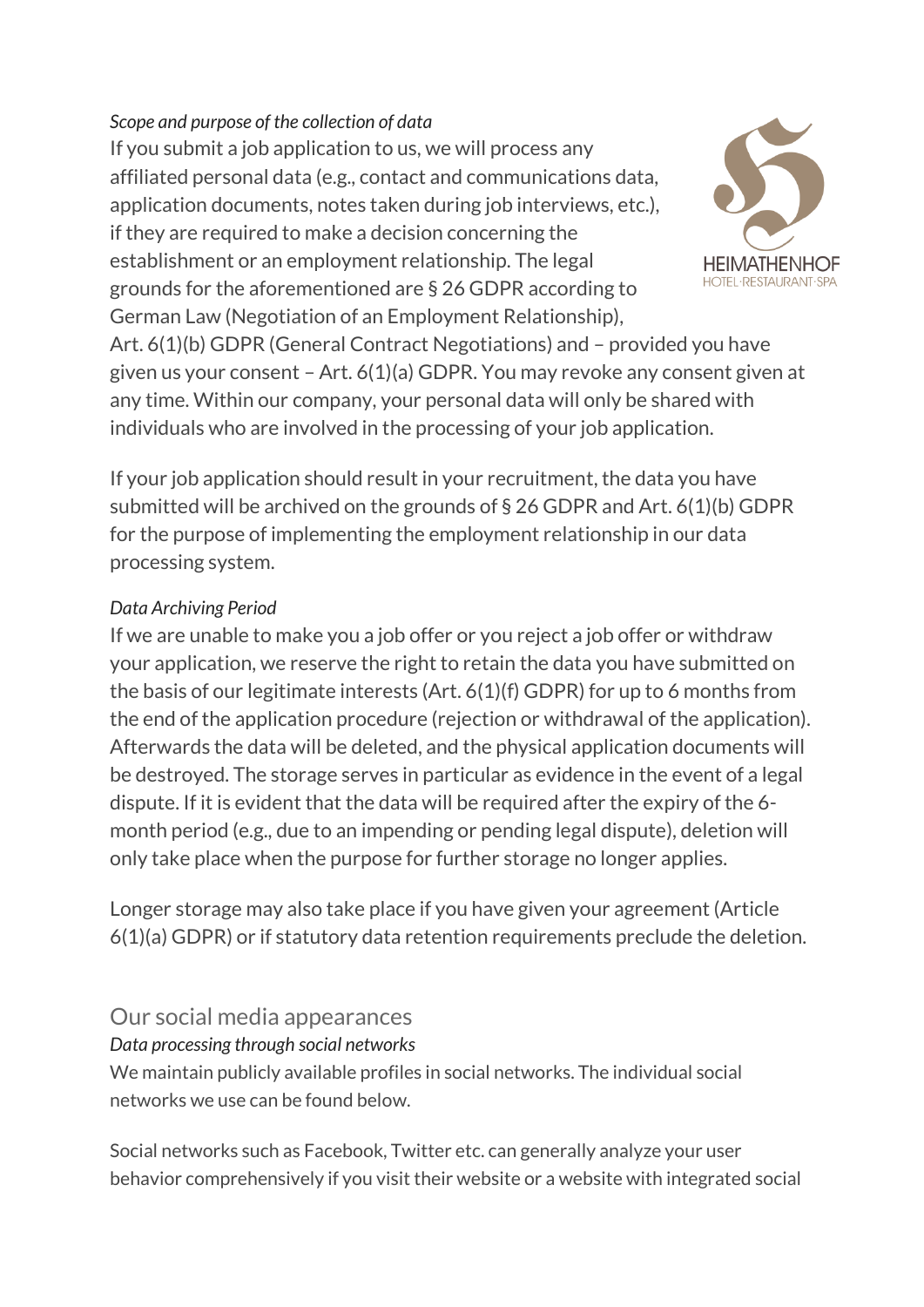*Scope and purpose of the collection of data*

If you submit a job application to us, we will process any affiliated personal data (e.g., contact and communications data, application documents, notes taken during job interviews, etc.), if they are required to make a decision concerning the establishment or an employment relationship. The legal grounds for the aforementioned are § 26 GDPR according to German Law (Negotiation of an Employment Relationship), Art. 6(1)(b) GDPR (General Contract Negotiations) and – provided you have given us your consent – Art. 6(1)(a) GDPR. You may revoke any consent given at any time. Within our company, your personal data will only be shared with individuals who are involved in the processing of your job application.

If your job application should result in your recruitment, the data you have submitted will be archived on the grounds of § 26 GDPR and Art. 6(1)(b) GDPR for the purpose of implementing the employment relationship in our data processing system.

*Data Archiving Period*

If we are unable to make you a job offer or you reject a job offer or withdraw your application, we reserve the right to retain the data you have submitted on the basis of our legitimate interests (Art. 6(1)(f) GDPR) for up to 6 months from the end of the application procedure (rejection or withdrawal of the application). Afterwards the data will be deleted, and the physical application documents will be destroyed. The storage serves in particular as evidence in the event of a legal dispute. If it is evident that the data will be required after the expiry of the 6-month period (e.g., due to an impending or pending legal dispute), deletion will only take place when the purpose for further storage no longer applies.

Longer storage may also take place if you have given your agreement (Article 6(1)(a) GDPR) or if statutory data retention requirements preclude the deletion.

## Our social media appearances

*Data processing through social networks*

We maintain publicly available profiles in social networks. The individual social networks we use can be found below.

Social networks such as Facebook, Twitter etc. can generally analyze your user behavior comprehensively if you visit their website or a website with integrated social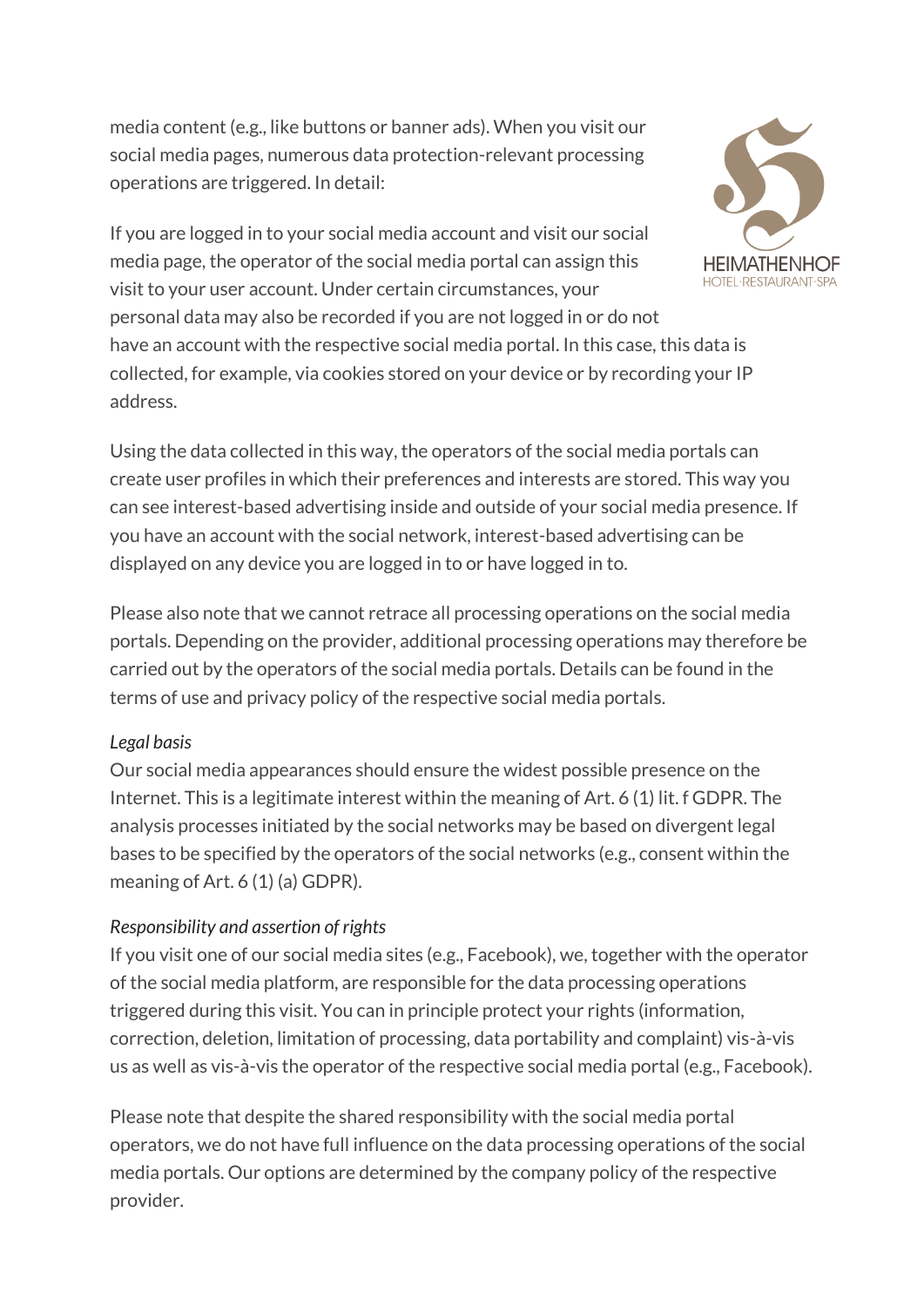media content (e.g., like buttons or banner ads). When you visit our social media pages, numerous data protection-relevant processing operations are triggered. In detail:

If you are logged in to your social media account and visit our social media page, the operator of the social media portal can assign this visit to your user account. Under certain circumstances, your personal data may also be recorded if you are not logged in or do not have an account with the respective social media portal. In this case, this data is collected, for example, via cookies stored on your device or by recording your IP address.

Using the data collected in this way, the operators of the social media portals can create user profiles in which their preferences and interests are stored. This way you can see interest-based advertising inside and outside of your social media presence. If you have an account with the social network, interest-based advertising can be displayed on any device you are logged in to or have logged in to.

Please also note that we cannot retrace all processing operations on the social media portals. Depending on the provider, additional processing operations may therefore be carried out by the operators of the social media portals. Details can be found in the terms of use and privacy policy of the respective social media portals.

*Legal basis*

Our social media appearances should ensure the widest possible presence on the Internet. This is a legitimate interest within the meaning of Art. 6 (1) lit. f GDPR. The analysis processes initiated by the social networks may be based on divergent legal bases to be specified by the operators of the social networks (e.g., consent within the meaning of Art. 6 (1) (a) GDPR).

*Responsibility and assertion of rights*

If you visit one of our social media sites (e.g., Facebook), we, together with the operator of the social media platform, are responsible for the data processing operations triggered during this visit. You can in principle protect your rights (information, correction, deletion, limitation of processing, data portability and complaint) vis-à-vis us as well as vis-à-vis the operator of the respective social media portal (e.g., Facebook).

Please note that despite the shared responsibility with the social media portal operators, we do not have full influence on the data processing operations of the social media portals. Our options are determined by the company policy of the respective provider.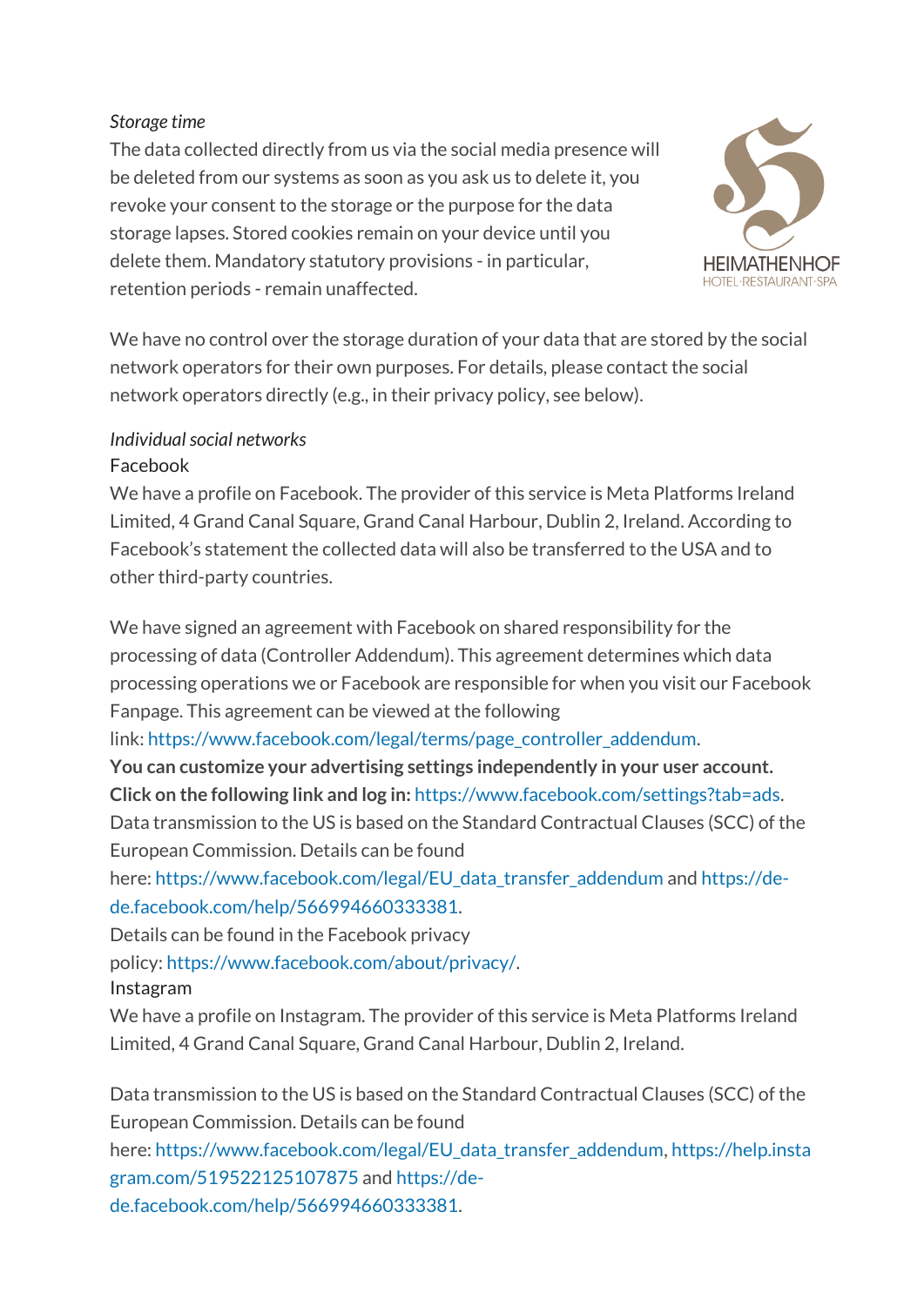*Storage time*

The data collected directly from us via the social media presence will be deleted from our systems as soon as you ask us to delete it, you revoke your consent to the storage or the purpose for the data storage lapses. Stored cookies remain on your device until you delete them. Mandatory statutory provisions - in particular, retention periods - remain unaffected.

We have no control over the storage duration of your data that are stored by the social network operators for their own purposes. For details, please contact the social network operators directly (e.g., in their privacy policy, see below).

*Individual social networks*

Facebook

We have a profile on Facebook. The provider of this service is Meta Platforms Ireland Limited, 4 Grand Canal Square, Grand Canal Harbour, Dublin 2, Ireland. According to Facebook's statement the collected data will also be transferred to the USA and to other third-party countries.

We have signed an agreement with Facebook on shared responsibility for the processing of data (Controller Addendum). This agreement determines which data processing operations we or Facebook are responsible for when you visit our Facebook Fanpage. This agreement can be viewed at the following link: https://www.facebook.com/legal/terms/page_controller_addendum.

**You can customize your advertising settings independently in your user account. Click on the following link and log in:** https://www.facebook.com/settings?tab=ads.

Data transmission to the US is based on the Standard Contractual Clauses (SCC) of the European Commission. Details can be found here: https://www.facebook.com/legal/EU_data_transfer_addendum and https://de-de.facebook.com/help/566994660333381.

Details can be found in the Facebook privacy policy: https://www.facebook.com/about/privacy/.

Instagram

We have a profile on Instagram. The provider of this service is Meta Platforms Ireland Limited, 4 Grand Canal Square, Grand Canal Harbour, Dublin 2, Ireland.

Data transmission to the US is based on the Standard Contractual Clauses (SCC) of the European Commission. Details can be found here: https://www.facebook.com/legal/EU_data_transfer_addendum, https://help.instagram.com/519522125107875 and https://de-de.facebook.com/help/566994660333381.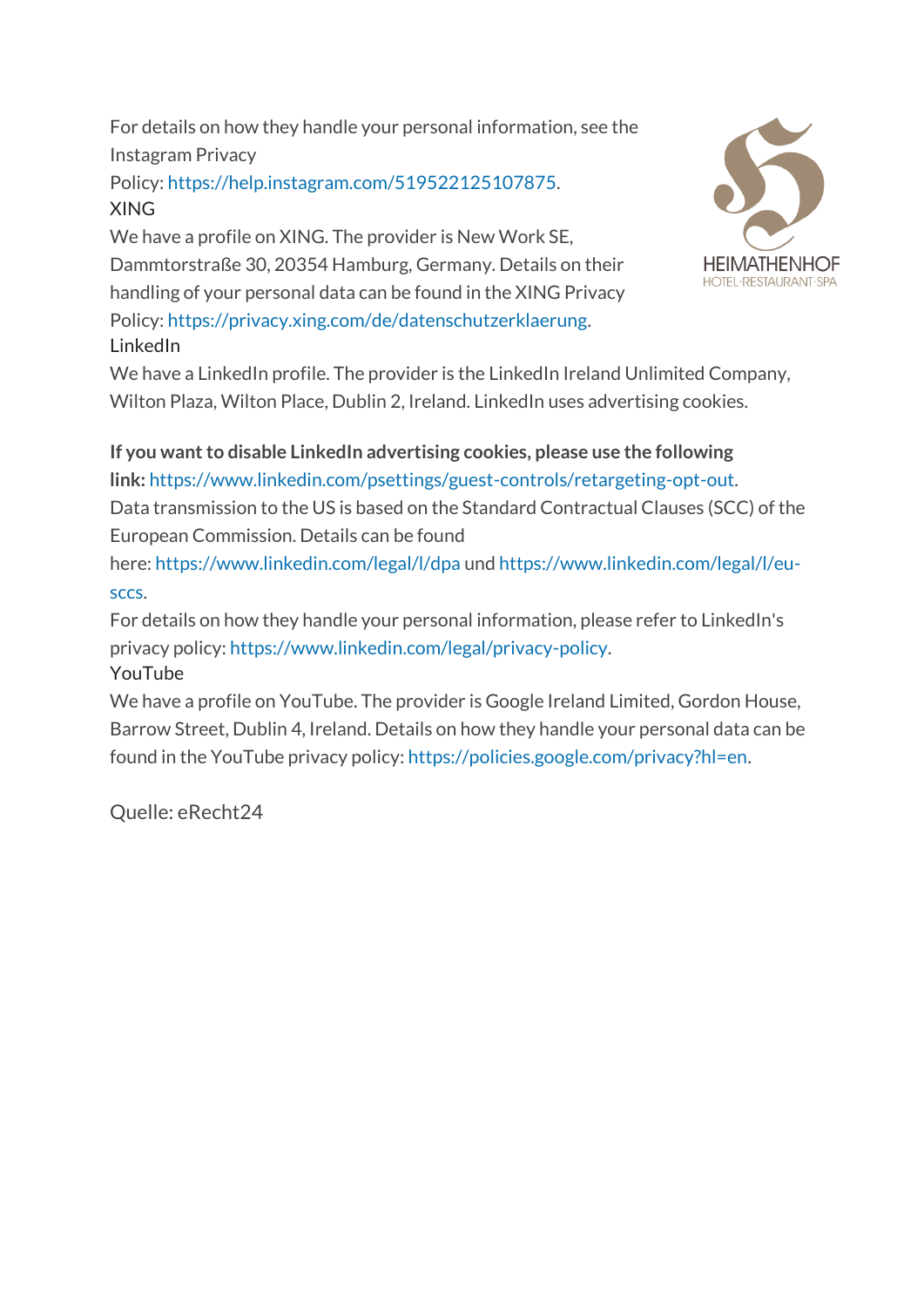For details on how they handle your personal information, see the Instagram Privacy Policy: https://help.instagram.com/519522125107875.

XING

We have a profile on XING. The provider is New Work SE, Dammtorstraße 30, 20354 Hamburg, Germany. Details on their handling of your personal data can be found in the XING Privacy Policy: https://privacy.xing.com/de/datenschutzerklaerung.

LinkedIn

We have a LinkedIn profile. The provider is the LinkedIn Ireland Unlimited Company, Wilton Plaza, Wilton Place, Dublin 2, Ireland. LinkedIn uses advertising cookies.

**If you want to disable LinkedIn advertising cookies, please use the following link:** https://www.linkedin.com/psettings/guest-controls/retargeting-opt-out.

Data transmission to the US is based on the Standard Contractual Clauses (SCC) of the European Commission. Details can be found here: https://www.linkedin.com/legal/l/dpa und https://www.linkedin.com/legal/l/eu-sccs.

For details on how they handle your personal information, please refer to LinkedIn's privacy policy: https://www.linkedin.com/legal/privacy-policy.

YouTube

We have a profile on YouTube. The provider is Google Ireland Limited, Gordon House, Barrow Street, Dublin 4, Ireland. Details on how they handle your personal data can be found in the YouTube privacy policy: https://policies.google.com/privacy?hl=en.

Quelle: eRecht24